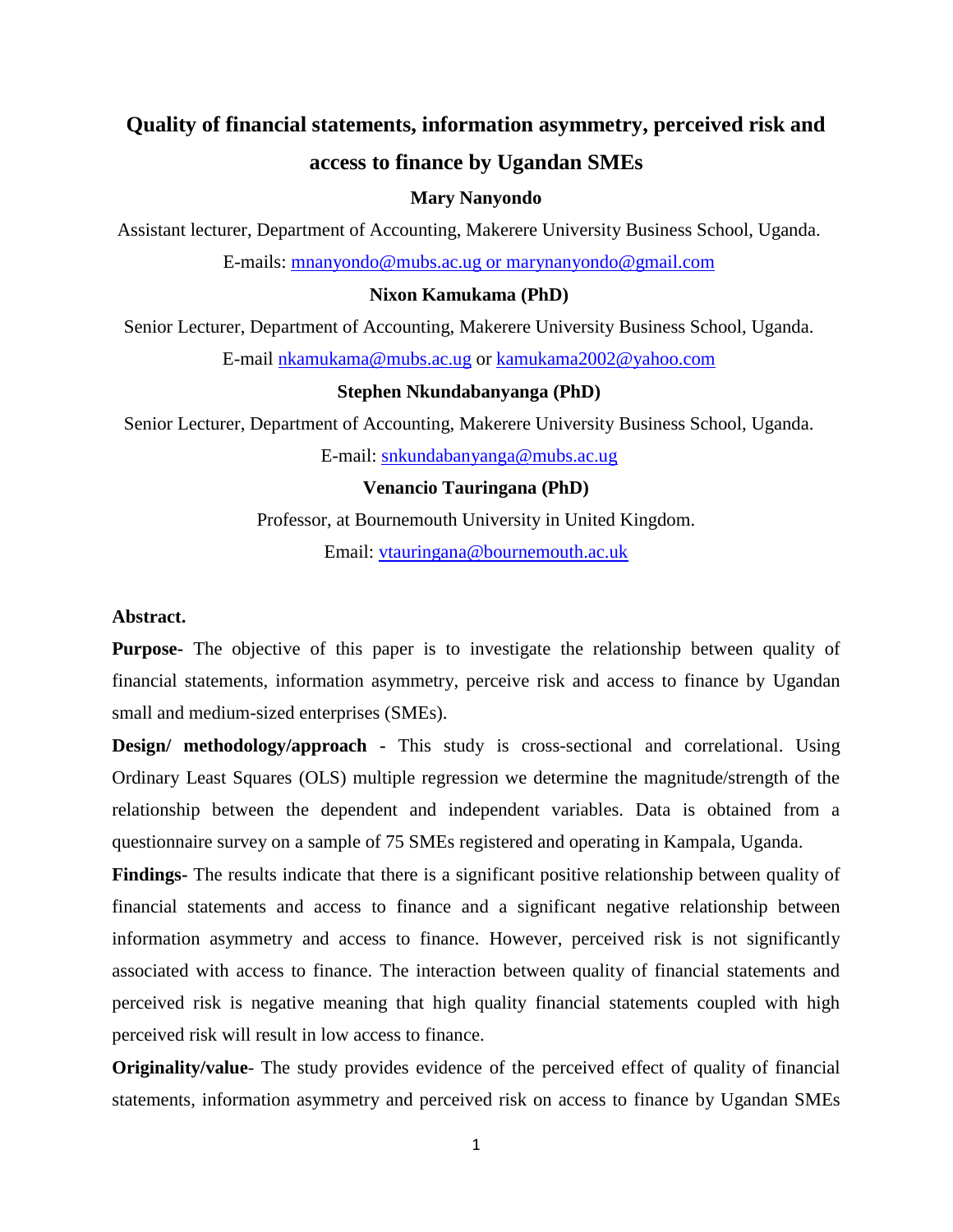# Quality of financial statements, information asymmetry, perceived risk and access to finance by Ugandan SMEs

**Mary Nanyondo**

Assistant lecturer, Department of Accounting, Makerere University Business School, Uganda.

E-mails: mnanyondo@mubs.ac.ug or marynanyondo@gmail.com

**Nixon Kamukama (PhD)**

Senior Lecturer, Department of Accounting, Makerere University Business School, Uganda.

E-mail nkamukama@mubs.ac.ug or kamukama2002@yahoo.com

**Stephen Nkundabanyanga (PhD)**

Senior Lecturer, Department of Accounting, Makerere University Business School, Uganda.

E-mail: snkundabanyanga@mubs.ac.ug

**Venancio Tauringana (PhD)**

Professor, at Bournemouth University in United Kingdom.

Email: vtauringana@bournemouth.ac.uk

**Abstract.**

**Purpose-** The objective of this paper is to investigate the relationship between quality of financial statements, information asymmetry, perceive risk and access to finance by Ugandan small and medium-sized enterprises (SMEs).

**Design/ methodology/approach -** This study is cross-sectional and correlational. Using Ordinary Least Squares (OLS) multiple regression we determine the magnitude/strength of the relationship between the dependent and independent variables. Data is obtained from a questionnaire survey on a sample of 75 SMEs registered and operating in Kampala, Uganda.

**Findings-** The results indicate that there is a significant positive relationship between quality of financial statements and access to finance and a significant negative relationship between information asymmetry and access to finance. However, perceived risk is not significantly associated with access to finance. The interaction between quality of financial statements and perceived risk is negative meaning that high quality financial statements coupled with high perceived risk will result in low access to finance.

**Originality/value**- The study provides evidence of the perceived effect of quality of financial statements, information asymmetry and perceived risk on access to finance by Ugandan SMEs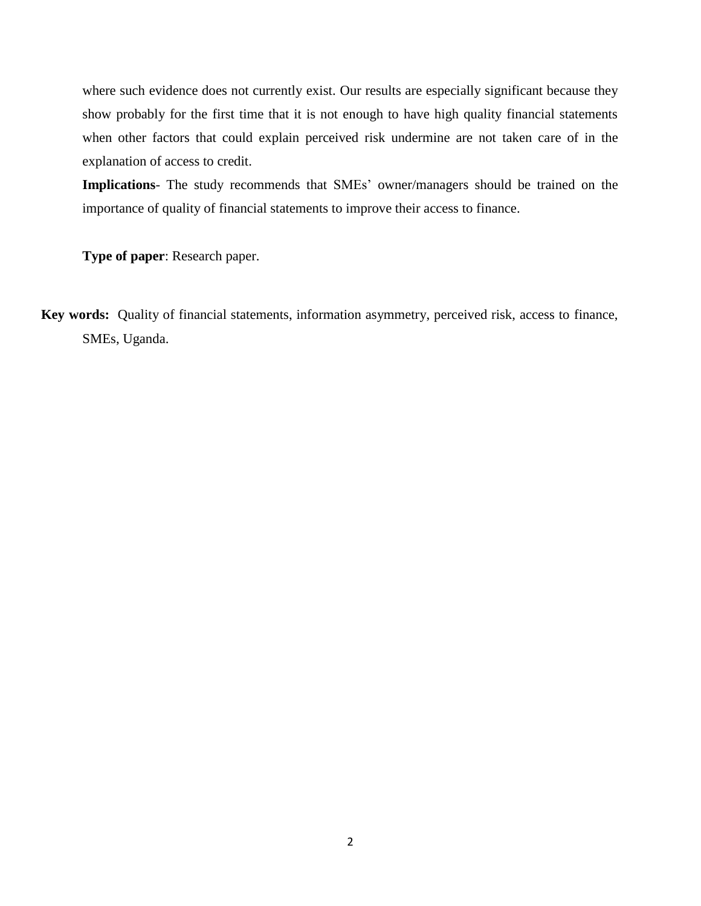where such evidence does not currently exist. Our results are especially significant because they show probably for the first time that it is not enough to have high quality financial statements when other factors that could explain perceived risk undermine are not taken care of in the explanation of access to credit.

**Implications**- The study recommends that SMEs' owner/managers should be trained on the importance of quality of financial statements to improve their access to finance.

**Type of paper**: Research paper.

**Key words:** Quality of financial statements, information asymmetry, perceived risk, access to finance, SMEs, Uganda.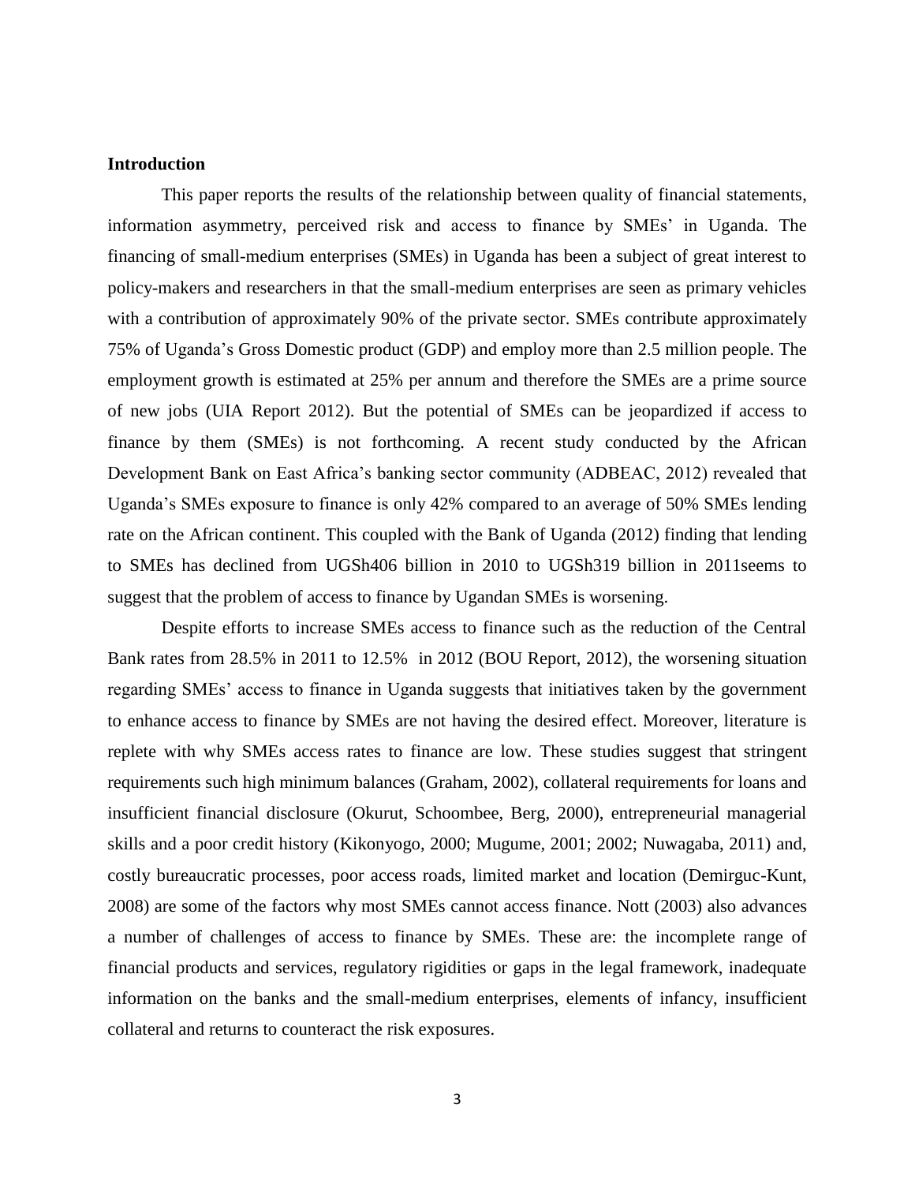**Introduction**

This paper reports the results of the relationship between quality of financial statements, information asymmetry, perceived risk and access to finance by SMEs' in Uganda. The financing of small-medium enterprises (SMEs) in Uganda has been a subject of great interest to policy-makers and researchers in that the small-medium enterprises are seen as primary vehicles with a contribution of approximately 90% of the private sector. SMEs contribute approximately 75% of Uganda's Gross Domestic product (GDP) and employ more than 2.5 million people. The employment growth is estimated at 25% per annum and therefore the SMEs are a prime source of new jobs (UIA Report 2012). But the potential of SMEs can be jeopardized if access to finance by them (SMEs) is not forthcoming. A recent study conducted by the African Development Bank on East Africa's banking sector community (ADBEAC, 2012) revealed that Uganda's SMEs exposure to finance is only 42% compared to an average of 50% SMEs lending rate on the African continent. This coupled with the Bank of Uganda (2012) finding that lending to SMEs has declined from UGSh406 billion in 2010 to UGSh319 billion in 2011seems to suggest that the problem of access to finance by Ugandan SMEs is worsening.

Despite efforts to increase SMEs access to finance such as the reduction of the Central Bank rates from 28.5% in 2011 to 12.5% in 2012 (BOU Report, 2012), the worsening situation regarding SMEs' access to finance in Uganda suggests that initiatives taken by the government to enhance access to finance by SMEs are not having the desired effect. Moreover, literature is replete with why SMEs access rates to finance are low. These studies suggest that stringent requirements such high minimum balances (Graham, 2002), collateral requirements for loans and insufficient financial disclosure (Okurut, Schoombee, Berg, 2000), entrepreneurial managerial skills and a poor credit history (Kikonyogo, 2000; Mugume, 2001; 2002; Nuwagaba, 2011) and, costly bureaucratic processes, poor access roads, limited market and location (Demirguc-Kunt, 2008) are some of the factors why most SMEs cannot access finance. Nott (2003) also advances a number of challenges of access to finance by SMEs. These are: the incomplete range of financial products and services, regulatory rigidities or gaps in the legal framework, inadequate information on the banks and the small-medium enterprises, elements of infancy, insufficient collateral and returns to counteract the risk exposures.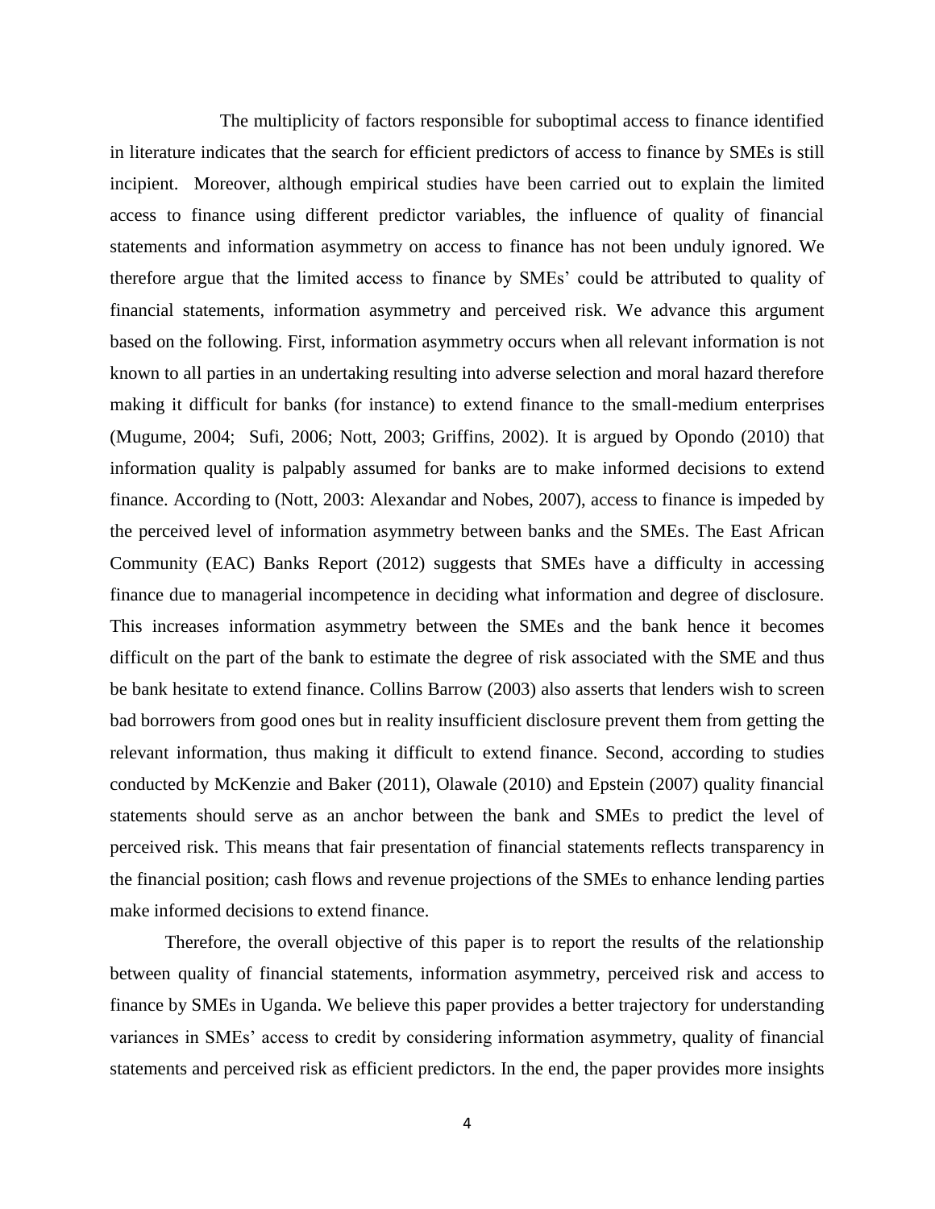The multiplicity of factors responsible for suboptimal access to finance identified in literature indicates that the search for efficient predictors of access to finance by SMEs is still incipient. Moreover, although empirical studies have been carried out to explain the limited access to finance using different predictor variables, the influence of quality of financial statements and information asymmetry on access to finance has not been unduly ignored. We therefore argue that the limited access to finance by SMEs' could be attributed to quality of financial statements, information asymmetry and perceived risk. We advance this argument based on the following. First, information asymmetry occurs when all relevant information is not known to all parties in an undertaking resulting into adverse selection and moral hazard therefore making it difficult for banks (for instance) to extend finance to the small-medium enterprises (Mugume, 2004; Sufi, 2006; Nott, 2003; Griffins, 2002). It is argued by Opondo (2010) that information quality is palpably assumed for banks are to make informed decisions to extend finance. According to (Nott, 2003: Alexandar and Nobes, 2007), access to finance is impeded by the perceived level of information asymmetry between banks and the SMEs. The East African Community (EAC) Banks Report (2012) suggests that SMEs have a difficulty in accessing finance due to managerial incompetence in deciding what information and degree of disclosure. This increases information asymmetry between the SMEs and the bank hence it becomes difficult on the part of the bank to estimate the degree of risk associated with the SME and thus be bank hesitate to extend finance. Collins Barrow (2003) also asserts that lenders wish to screen bad borrowers from good ones but in reality insufficient disclosure prevent them from getting the relevant information, thus making it difficult to extend finance. Second, according to studies conducted by McKenzie and Baker (2011), Olawale (2010) and Epstein (2007) quality financial statements should serve as an anchor between the bank and SMEs to predict the level of perceived risk. This means that fair presentation of financial statements reflects transparency in the financial position; cash flows and revenue projections of the SMEs to enhance lending parties make informed decisions to extend finance.

Therefore, the overall objective of this paper is to report the results of the relationship between quality of financial statements, information asymmetry, perceived risk and access to finance by SMEs in Uganda. We believe this paper provides a better trajectory for understanding variances in SMEs' access to credit by considering information asymmetry, quality of financial statements and perceived risk as efficient predictors. In the end, the paper provides more insights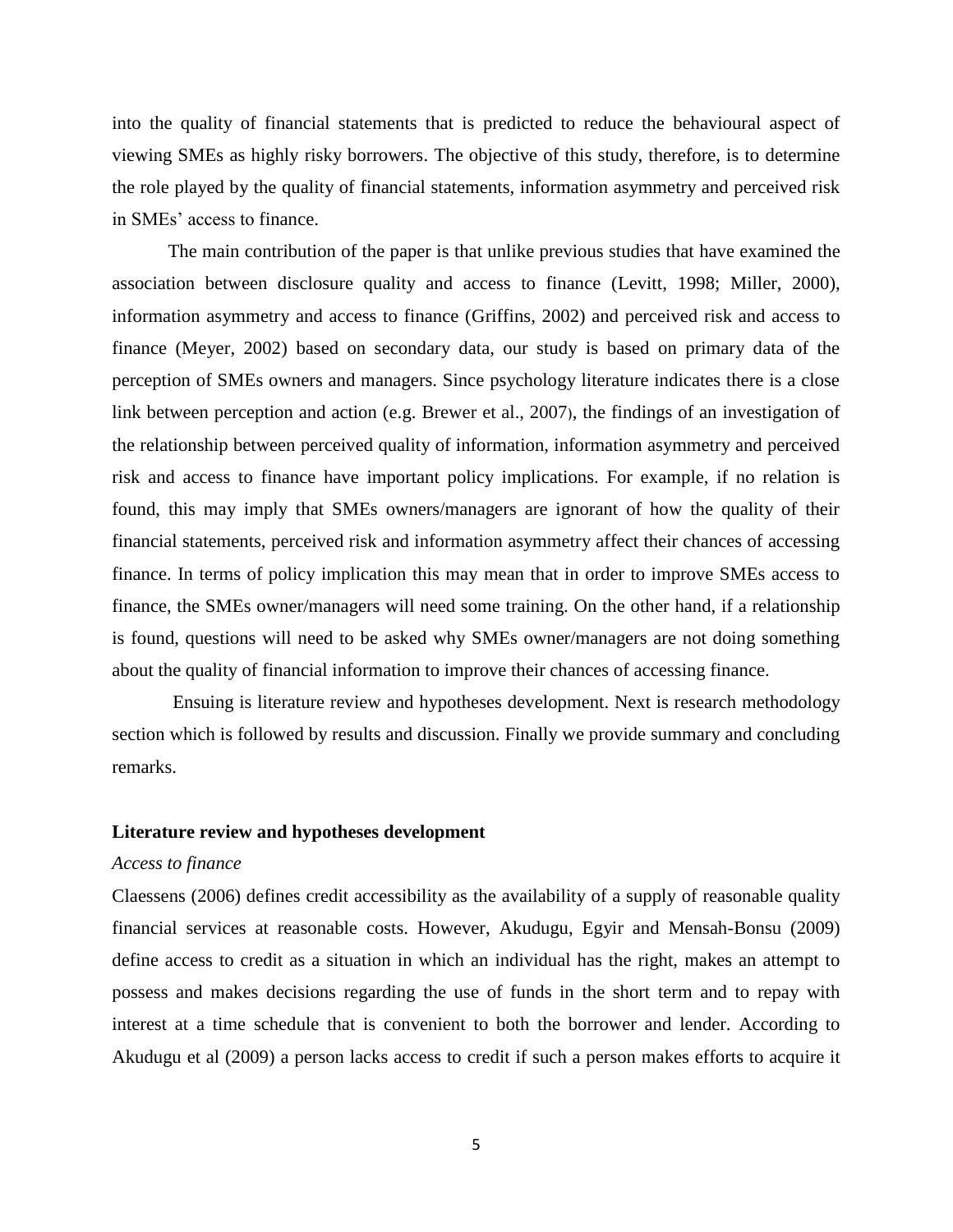into the quality of financial statements that is predicted to reduce the behavioural aspect of viewing SMEs as highly risky borrowers. The objective of this study, therefore, is to determine the role played by the quality of financial statements, information asymmetry and perceived risk in SMEs' access to finance.

The main contribution of the paper is that unlike previous studies that have examined the association between disclosure quality and access to finance (Levitt, 1998; Miller, 2000), information asymmetry and access to finance (Griffins, 2002) and perceived risk and access to finance (Meyer, 2002) based on secondary data, our study is based on primary data of the perception of SMEs owners and managers. Since psychology literature indicates there is a close link between perception and action (e.g. Brewer et al., 2007), the findings of an investigation of the relationship between perceived quality of information, information asymmetry and perceived risk and access to finance have important policy implications. For example, if no relation is found, this may imply that SMEs owners/managers are ignorant of how the quality of their financial statements, perceived risk and information asymmetry affect their chances of accessing finance. In terms of policy implication this may mean that in order to improve SMEs access to finance, the SMEs owner/managers will need some training. On the other hand, if a relationship is found, questions will need to be asked why SMEs owner/managers are not doing something about the quality of financial information to improve their chances of accessing finance.

Ensuing is literature review and hypotheses development. Next is research methodology section which is followed by results and discussion. Finally we provide summary and concluding remarks.

## Literature review and hypotheses development

### *Access to finance*

Claessens (2006) defines credit accessibility as the availability of a supply of reasonable quality financial services at reasonable costs. However, Akudugu, Egyir and Mensah-Bonsu (2009) define access to credit as a situation in which an individual has the right, makes an attempt to possess and makes decisions regarding the use of funds in the short term and to repay with interest at a time schedule that is convenient to both the borrower and lender. According to Akudugu et al (2009) a person lacks access to credit if such a person makes efforts to acquire it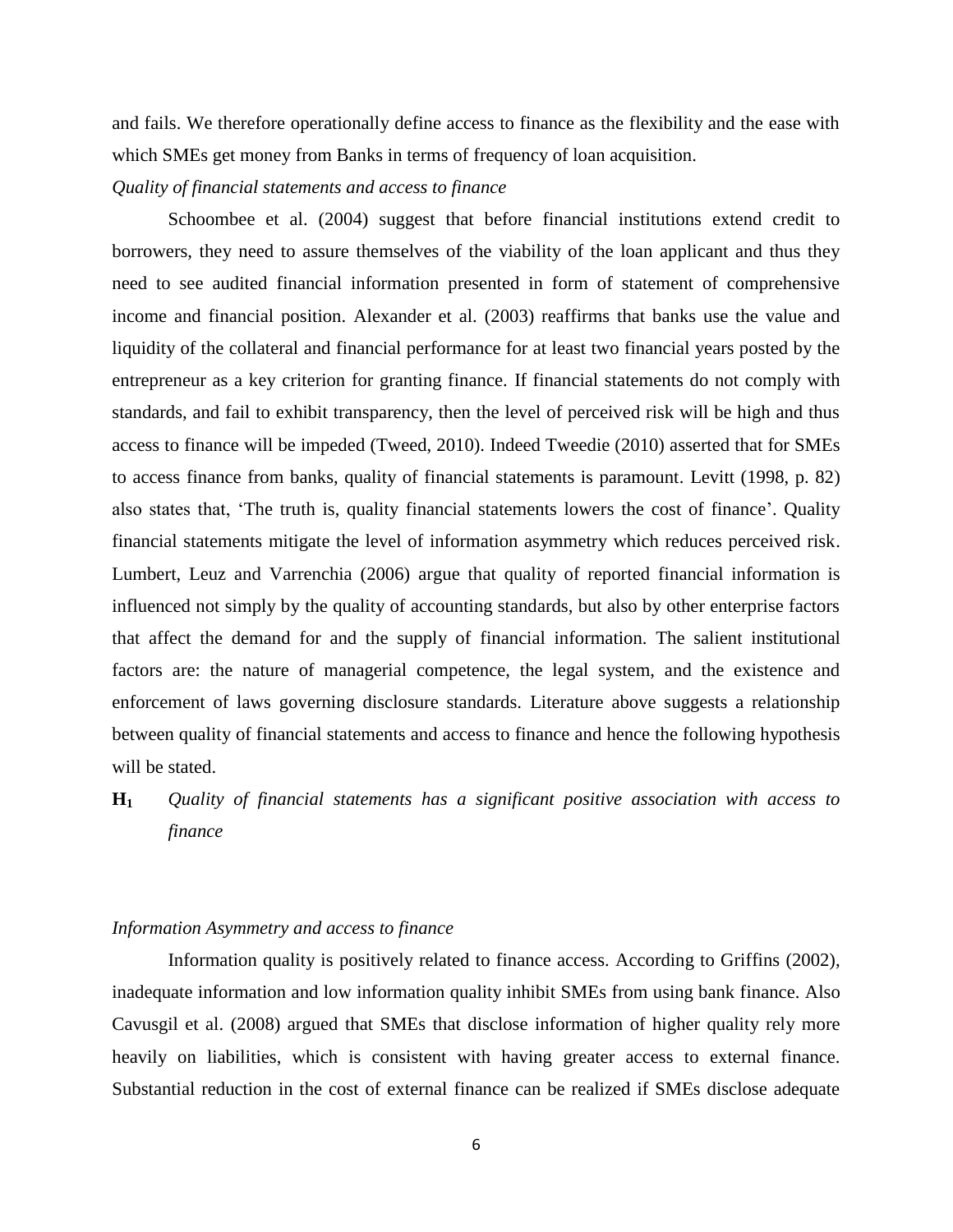and fails. We therefore operationally define access to finance as the flexibility and the ease with which SMEs get money from Banks in terms of frequency of loan acquisition.

*Quality of financial statements and access to finance*

Schoombee et al. (2004) suggest that before financial institutions extend credit to borrowers, they need to assure themselves of the viability of the loan applicant and thus they need to see audited financial information presented in form of statement of comprehensive income and financial position. Alexander et al. (2003) reaffirms that banks use the value and liquidity of the collateral and financial performance for at least two financial years posted by the entrepreneur as a key criterion for granting finance. If financial statements do not comply with standards, and fail to exhibit transparency, then the level of perceived risk will be high and thus access to finance will be impeded (Tweed, 2010). Indeed Tweedie (2010) asserted that for SMEs to access finance from banks, quality of financial statements is paramount. Levitt (1998, p. 82) also states that, 'The truth is, quality financial statements lowers the cost of finance'. Quality financial statements mitigate the level of information asymmetry which reduces perceived risk. Lumbert, Leuz and Varrenchia (2006) argue that quality of reported financial information is influenced not simply by the quality of accounting standards, but also by other enterprise factors that affect the demand for and the supply of financial information. The salient institutional factors are: the nature of managerial competence, the legal system, and the existence and enforcement of laws governing disclosure standards. Literature above suggests a relationship between quality of financial statements and access to finance and hence the following hypothesis will be stated.

**H$_1$** *Quality of financial statements has a significant positive association with access to finance*

*Information Asymmetry and access to finance*

Information quality is positively related to finance access. According to Griffins (2002), inadequate information and low information quality inhibit SMEs from using bank finance. Also Cavusgil et al. (2008) argued that SMEs that disclose information of higher quality rely more heavily on liabilities, which is consistent with having greater access to external finance. Substantial reduction in the cost of external finance can be realized if SMEs disclose adequate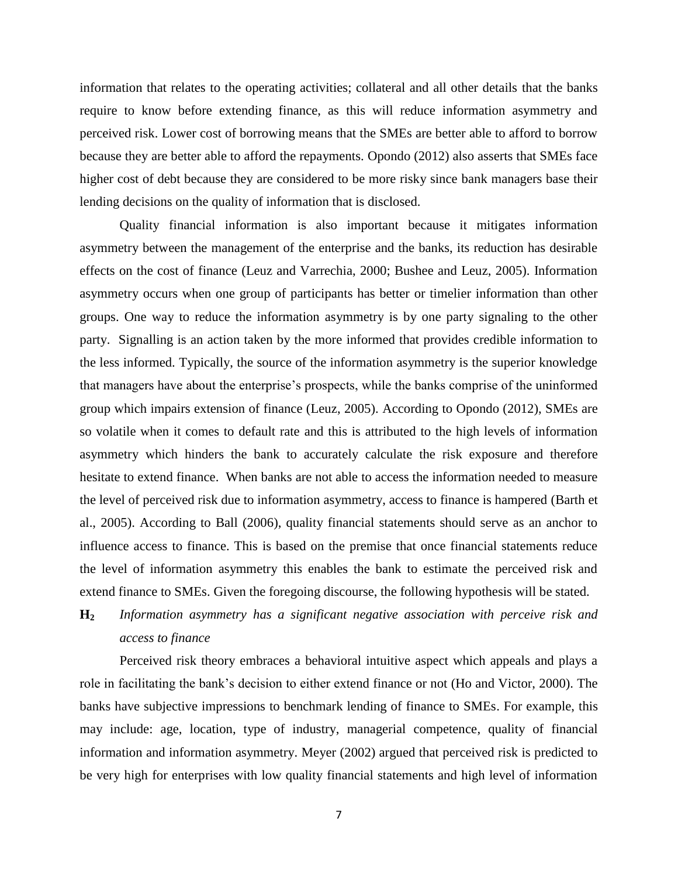information that relates to the operating activities; collateral and all other details that the banks require to know before extending finance, as this will reduce information asymmetry and perceived risk. Lower cost of borrowing means that the SMEs are better able to afford to borrow because they are better able to afford the repayments. Opondo (2012) also asserts that SMEs face higher cost of debt because they are considered to be more risky since bank managers base their lending decisions on the quality of information that is disclosed.

Quality financial information is also important because it mitigates information asymmetry between the management of the enterprise and the banks, its reduction has desirable effects on the cost of finance (Leuz and Varrechia, 2000; Bushee and Leuz, 2005). Information asymmetry occurs when one group of participants has better or timelier information than other groups. One way to reduce the information asymmetry is by one party signaling to the other party. Signalling is an action taken by the more informed that provides credible information to the less informed. Typically, the source of the information asymmetry is the superior knowledge that managers have about the enterprise's prospects, while the banks comprise of the uninformed group which impairs extension of finance (Leuz, 2005). According to Opondo (2012), SMEs are so volatile when it comes to default rate and this is attributed to the high levels of information asymmetry which hinders the bank to accurately calculate the risk exposure and therefore hesitate to extend finance. When banks are not able to access the information needed to measure the level of perceived risk due to information asymmetry, access to finance is hampered (Barth et al., 2005). According to Ball (2006), quality financial statements should serve as an anchor to influence access to finance. This is based on the premise that once financial statements reduce the level of information asymmetry this enables the bank to estimate the perceived risk and extend finance to SMEs. Given the foregoing discourse, the following hypothesis will be stated.

**$H_2$** *Information asymmetry has a significant negative association with perceive risk and access to finance*

Perceived risk theory embraces a behavioral intuitive aspect which appeals and plays a role in facilitating the bank's decision to either extend finance or not (Ho and Victor, 2000). The banks have subjective impressions to benchmark lending of finance to SMEs. For example, this may include: age, location, type of industry, managerial competence, quality of financial information and information asymmetry. Meyer (2002) argued that perceived risk is predicted to be very high for enterprises with low quality financial statements and high level of information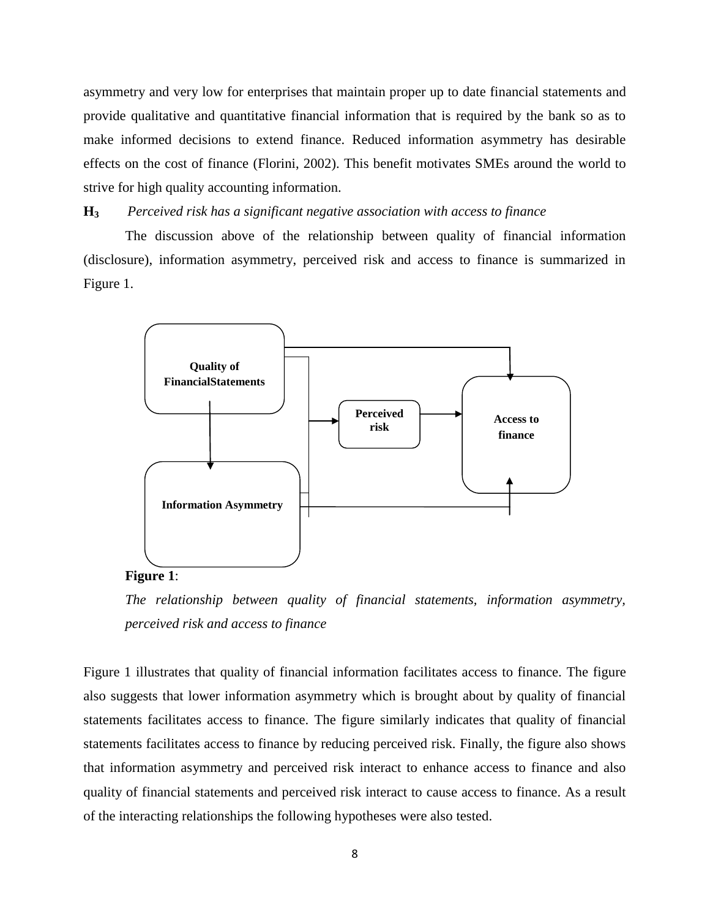asymmetry and very low for enterprises that maintain proper up to date financial statements and provide qualitative and quantitative financial information that is required by the bank so as to make informed decisions to extend finance. Reduced information asymmetry has desirable effects on the cost of finance (Florini, 2002). This benefit motivates SMEs around the world to strive for high quality accounting information.

**$H_3$** *Perceived risk has a significant negative association with access to finance*

The discussion above of the relationship between quality of financial information (disclosure), information asymmetry, perceived risk and access to finance is summarized in Figure 1.

**Quality of FinancialStatements**

**Perceived risk**

**Access to finance**

**Information Asymmetry**

**Figure 1**:

*The relationship between quality of financial statements, information asymmetry, perceived risk and access to finance*

Figure 1 illustrates that quality of financial information facilitates access to finance. The figure also suggests that lower information asymmetry which is brought about by quality of financial statements facilitates access to finance. The figure similarly indicates that quality of financial statements facilitates access to finance by reducing perceived risk. Finally, the figure also shows that information asymmetry and perceived risk interact to enhance access to finance and also quality of financial statements and perceived risk interact to cause access to finance. As a result of the interacting relationships the following hypotheses were also tested.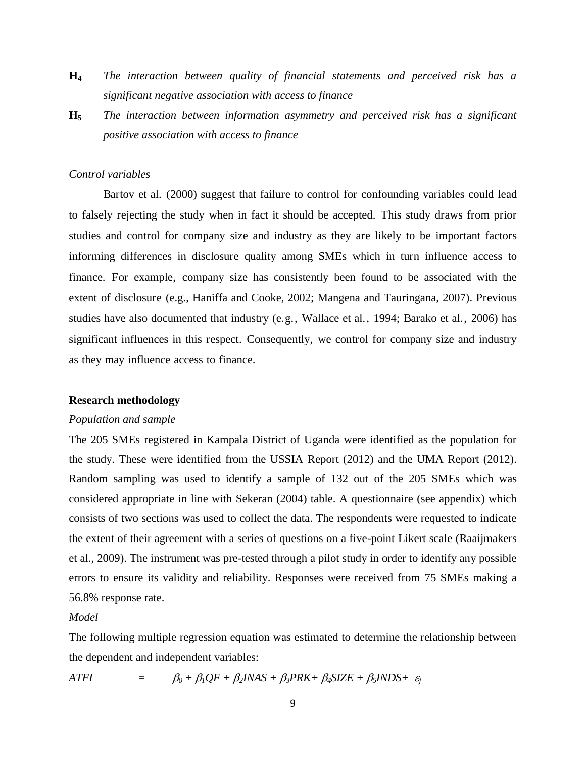**$H_4$** *The interaction between quality of financial statements and perceived risk has a significant negative association with access to finance*

**$H_5$** *The interaction between information asymmetry and perceived risk has a significant positive association with access to finance*

*Control variables*

Bartov et al. (2000) suggest that failure to control for confounding variables could lead to falsely rejecting the study when in fact it should be accepted. This study draws from prior studies and control for company size and industry as they are likely to be important factors informing differences in disclosure quality among SMEs which in turn influence access to finance. For example, company size has consistently been found to be associated with the extent of disclosure (e.g., Haniffa and Cooke, 2002; Mangena and Tauringana, 2007). Previous studies have also documented that industry (e.g., Wallace et al., 1994; Barako et al., 2006) has significant influences in this respect. Consequently, we control for company size and industry as they may influence access to finance.

## Research methodology

*Population and sample*

The 205 SMEs registered in Kampala District of Uganda were identified as the population for the study. These were identified from the USSIA Report (2012) and the UMA Report (2012). Random sampling was used to identify a sample of 132 out of the 205 SMEs which was considered appropriate in line with Sekeran (2004) table. A questionnaire (see appendix) which consists of two sections was used to collect the data. The respondents were requested to indicate the extent of their agreement with a series of questions on a five-point Likert scale (Raaijmakers et al., 2009). The instrument was pre-tested through a pilot study in order to identify any possible errors to ensure its validity and reliability. Responses were received from 75 SMEs making a 56.8% response rate.

*Model*

The following multiple regression equation was estimated to determine the relationship between the dependent and independent variables:

$$ATFI = \beta_0 + \beta_1 QF + \beta_2 INAS + \beta_3 PRK + \beta_4 SIZE + \beta_5 INDS + \varepsilon_j$$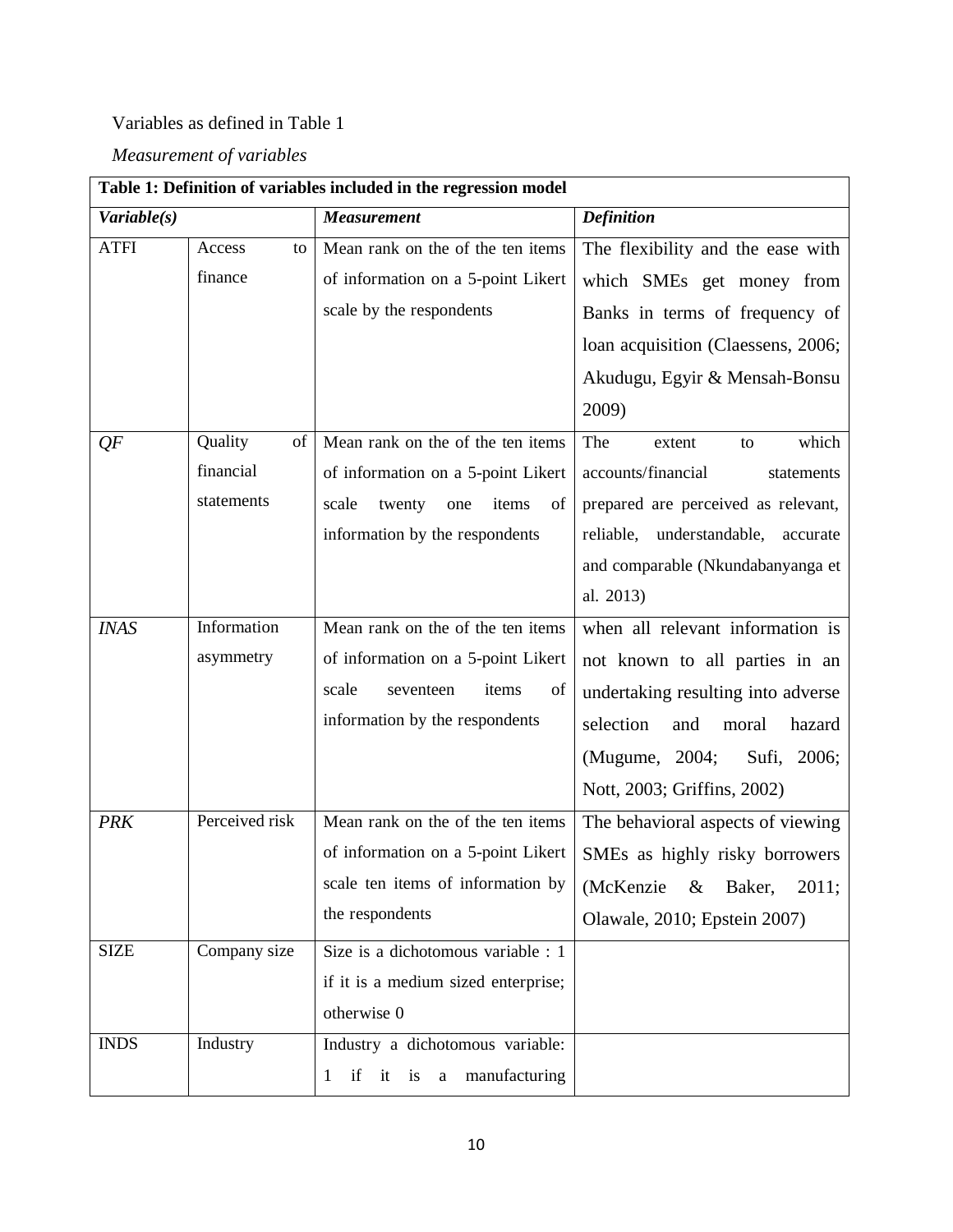Variables as defined in Table 1

*Measurement of variables*

| **Table 1: Definition of variables included in the regression model** | | | |
|---|---|---|---|
| ***Variable(s)*** | | ***Measurement*** | ***Definition*** |
| ATFI | Access to finance | Mean rank on the of the ten items of information on a 5-point Likert scale by the respondents | The flexibility and the ease with which SMEs get money from Banks in terms of frequency of loan acquisition (Claessens, 2006; Akudugu, Egyir & Mensah-Bonsu 2009) |
| *QF* | Quality of financial statements | Mean rank on the of the ten items of information on a 5-point Likert scale twenty one items of information by the respondents | The extent to which accounts/financial statements prepared are perceived as relevant, reliable, understandable, accurate and comparable (Nkundabanyanga et al. 2013) |
| *INAS* | Information asymmetry | Mean rank on the of the ten items of information on a 5-point Likert scale seventeen items of information by the respondents | when all relevant information is not known to all parties in an undertaking resulting into adverse selection and moral hazard (Mugume, 2004; Sufi, 2006; Nott, 2003; Griffins, 2002) |
| *PRK* | Perceived risk | Mean rank on the of the ten items of information on a 5-point Likert scale ten items of information by the respondents | The behavioral aspects of viewing SMEs as highly risky borrowers (McKenzie & Baker, 2011; Olawale, 2010; Epstein 2007) |
| SIZE | Company size | Size is a dichotomous variable : 1 if it is a medium sized enterprise; otherwise 0 | |
| INDS | Industry | Industry a dichotomous variable: 1 if it is a manufacturing | |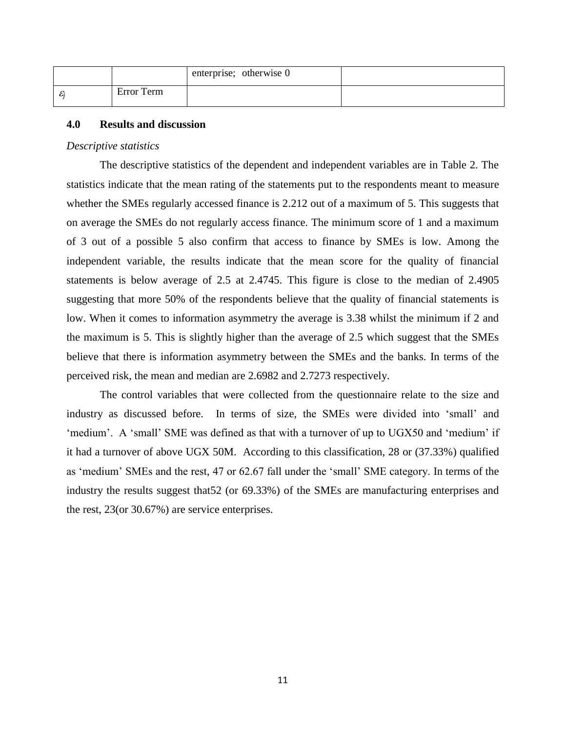|  |  | enterprise;  otherwise 0 |  |
| --- | --- | --- | --- |
| $\varepsilon_j$ | Error Term |  |  |

**4.0 Results and discussion**

*Descriptive statistics*

The descriptive statistics of the dependent and independent variables are in Table 2. The statistics indicate that the mean rating of the statements put to the respondents meant to measure whether the SMEs regularly accessed finance is 2.212 out of a maximum of 5. This suggests that on average the SMEs do not regularly access finance. The minimum score of 1 and a maximum of 3 out of a possible 5 also confirm that access to finance by SMEs is low. Among the independent variable, the results indicate that the mean score for the quality of financial statements is below average of 2.5 at 2.4745. This figure is close to the median of 2.4905 suggesting that more 50% of the respondents believe that the quality of financial statements is low. When it comes to information asymmetry the average is 3.38 whilst the minimum if 2 and the maximum is 5. This is slightly higher than the average of 2.5 which suggest that the SMEs believe that there is information asymmetry between the SMEs and the banks. In terms of the perceived risk, the mean and median are 2.6982 and 2.7273 respectively.

The control variables that were collected from the questionnaire relate to the size and industry as discussed before. In terms of size, the SMEs were divided into 'small' and 'medium'. A 'small' SME was defined as that with a turnover of up to UGX50 and 'medium' if it had a turnover of above UGX 50M. According to this classification, 28 or (37.33%) qualified as 'medium' SMEs and the rest, 47 or 62.67 fall under the 'small' SME category. In terms of the industry the results suggest that52 (or 69.33%) of the SMEs are manufacturing enterprises and the rest, 23(or 30.67%) are service enterprises.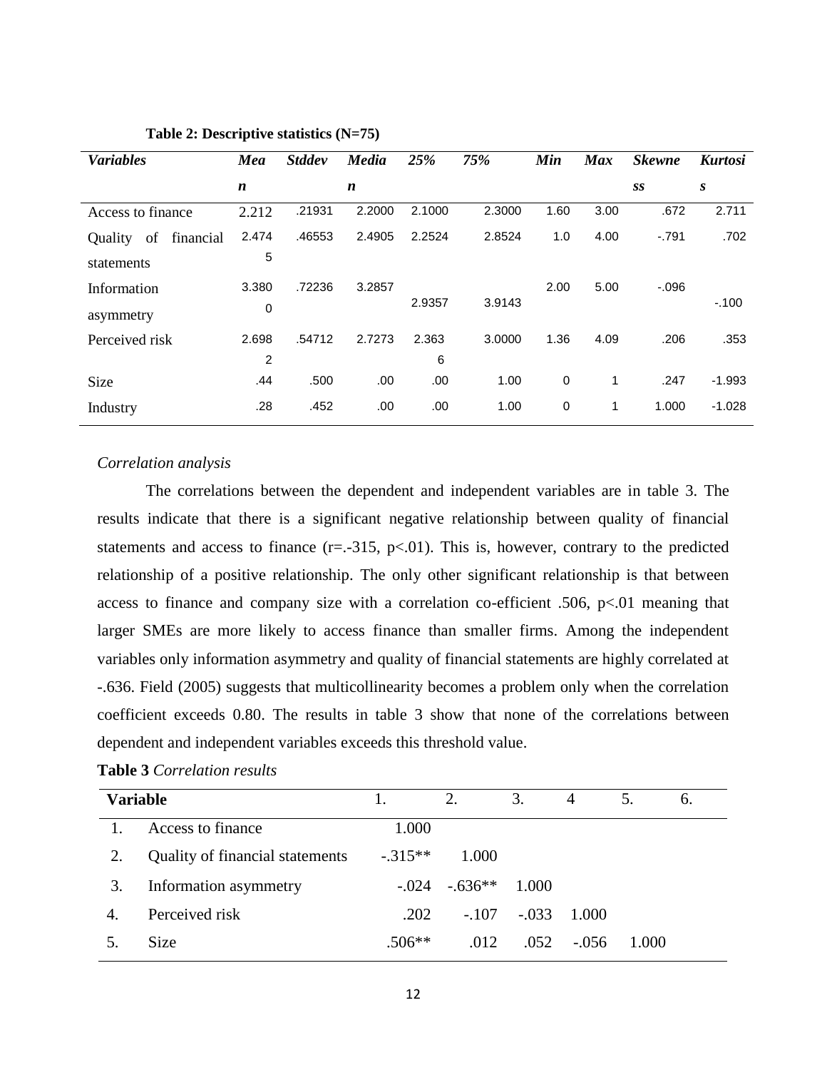**Table 2: Descriptive statistics (N=75)**

| *Variables* | *Mean* | *Stddev* | *Median* | *25%* | *75%* | *Min* | *Max* | *Skewness* | *Kurtosis* |
|---|---|---|---|---|---|---|---|---|---|
| Access to finance | 2.212 | .21931 | 2.2000 | 2.1000 | 2.3000 | 1.60 | 3.00 | .672 | 2.711 |
| Quality of financial statements | 2.4745 | .46553 | 2.4905 | 2.2524 | 2.8524 | 1.0 | 4.00 | -.791 | .702 |
| Information asymmetry | 3.3800 | .72236 | 3.2857 | 2.9357 | 3.9143 | 2.00 | 5.00 | -.096 | -.100 |
| Perceived risk | 2.6982 | .54712 | 2.7273 | 2.3636 | 3.0000 | 1.36 | 4.09 | .206 | .353 |
| Size | .44 | .500 | .00 | .00 | 1.00 | 0 | 1 | .247 | -1.993 |
| Industry | .28 | .452 | .00 | .00 | 1.00 | 0 | 1 | 1.000 | -1.028 |

*Correlation analysis*

The correlations between the dependent and independent variables are in table 3. The results indicate that there is a significant negative relationship between quality of financial statements and access to finance (r=.-315, p<.01). This is, however, contrary to the predicted relationship of a positive relationship. The only other significant relationship is that between access to finance and company size with a correlation co-efficient .506, p<.01 meaning that larger SMEs are more likely to access finance than smaller firms. Among the independent variables only information asymmetry and quality of financial statements are highly correlated at -.636. Field (2005) suggests that multicollinearity becomes a problem only when the correlation coefficient exceeds 0.80. The results in table 3 show that none of the correlations between dependent and independent variables exceeds this threshold value.

**Table 3** *Correlation results*

| **Variable** | 1. | 2. | 3. | 4 | 5. | 6. |
|---|---|---|---|---|---|---|
| 1. Access to finance | 1.000 | | | | | |
| 2. Quality of financial statements | -.315** | 1.000 | | | | |
| 3. Information asymmetry | -.024 | -.636** | 1.000 | | | |
| 4. Perceived risk | .202 | -.107 | -.033 | 1.000 | | |
| 5. Size | .506** | .012 | .052 | -.056 | 1.000 | |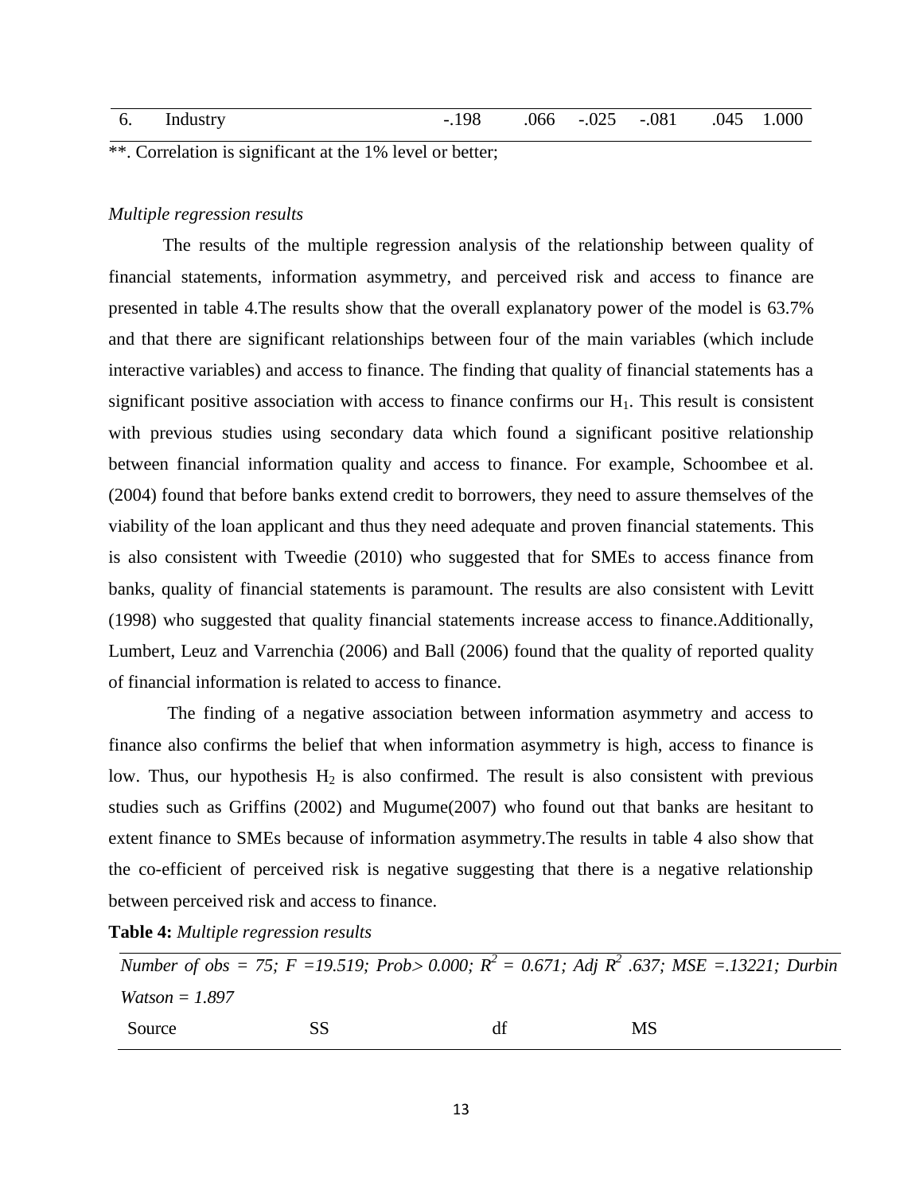| 6. | Industry | -.198 | .066 | -.025 | -.081 | .045 | 1.000 |
|---|---|---|---|---|---|---|---|

**. Correlation is significant at the 1% level or better;

*Multiple regression results*

The results of the multiple regression analysis of the relationship between quality of financial statements, information asymmetry, and perceived risk and access to finance are presented in table 4.The results show that the overall explanatory power of the model is 63.7% and that there are significant relationships between four of the main variables (which include interactive variables) and access to finance. The finding that quality of financial statements has a significant positive association with access to finance confirms our $H_1$. This result is consistent with previous studies using secondary data which found a significant positive relationship between financial information quality and access to finance. For example, Schoombee et al. (2004) found that before banks extend credit to borrowers, they need to assure themselves of the viability of the loan applicant and thus they need adequate and proven financial statements. This is also consistent with Tweedie (2010) who suggested that for SMEs to access finance from banks, quality of financial statements is paramount. The results are also consistent with Levitt (1998) who suggested that quality financial statements increase access to finance.Additionally, Lumbert, Leuz and Varrenchia (2006) and Ball (2006) found that the quality of reported quality of financial information is related to access to finance.

The finding of a negative association between information asymmetry and access to finance also confirms the belief that when information asymmetry is high, access to finance is low. Thus, our hypothesis $H_2$ is also confirmed. The result is also consistent with previous studies such as Griffins (2002) and Mugume(2007) who found out that banks are hesitant to extent finance to SMEs because of information asymmetry.The results in table 4 also show that the co-efficient of perceived risk is negative suggesting that there is a negative relationship between perceived risk and access to finance.

**Table 4:** *Multiple regression results*

*Number of obs = 75; F =19.519; Prob> 0.000; $R^2$ = 0.671; Adj $R^2$ .637; MSE =.13221; Durbin Watson = 1.897*

| Source | SS | df | MS |
|---|---|---|---|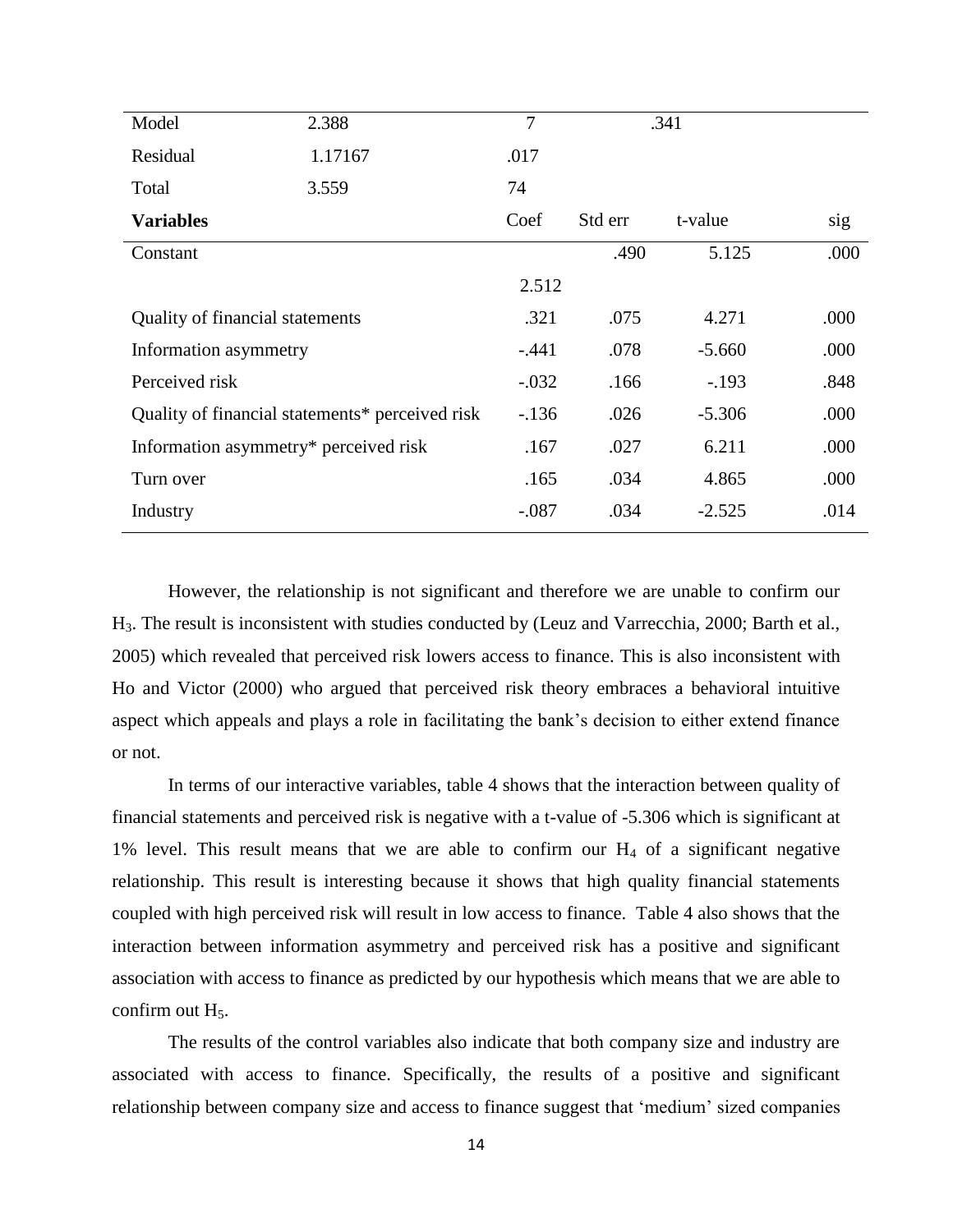| Model | 2.388 | 7 | .341 | | |
|---|---|---|---|---|---|
| Residual | 1.17167 | .017 | | | |
| Total | 3.559 | 74 | | | |
| **Variables** | | Coef | Std err | t-value | sig |
| Constant | | 2.512 | .490 | 5.125 | .000 |
| Quality of financial statements | | .321 | .075 | 4.271 | .000 |
| Information asymmetry | | -.441 | .078 | -5.660 | .000 |
| Perceived risk | | -.032 | .166 | -.193 | .848 |
| Quality of financial statements* perceived risk | | -.136 | .026 | -5.306 | .000 |
| Information asymmetry* perceived risk | | .167 | .027 | 6.211 | .000 |
| Turn over | | .165 | .034 | 4.865 | .000 |
| Industry | | -.087 | .034 | -2.525 | .014 |

However, the relationship is not significant and therefore we are unable to confirm our $H_3$. The result is inconsistent with studies conducted by (Leuz and Varrecchia, 2000; Barth et al., 2005) which revealed that perceived risk lowers access to finance. This is also inconsistent with Ho and Victor (2000) who argued that perceived risk theory embraces a behavioral intuitive aspect which appeals and plays a role in facilitating the bank's decision to either extend finance or not.

In terms of our interactive variables, table 4 shows that the interaction between quality of financial statements and perceived risk is negative with a t-value of -5.306 which is significant at 1% level. This result means that we are able to confirm our $H_4$ of a significant negative relationship. This result is interesting because it shows that high quality financial statements coupled with high perceived risk will result in low access to finance. Table 4 also shows that the interaction between information asymmetry and perceived risk has a positive and significant association with access to finance as predicted by our hypothesis which means that we are able to confirm out $H_5$.

The results of the control variables also indicate that both company size and industry are associated with access to finance. Specifically, the results of a positive and significant relationship between company size and access to finance suggest that 'medium' sized companies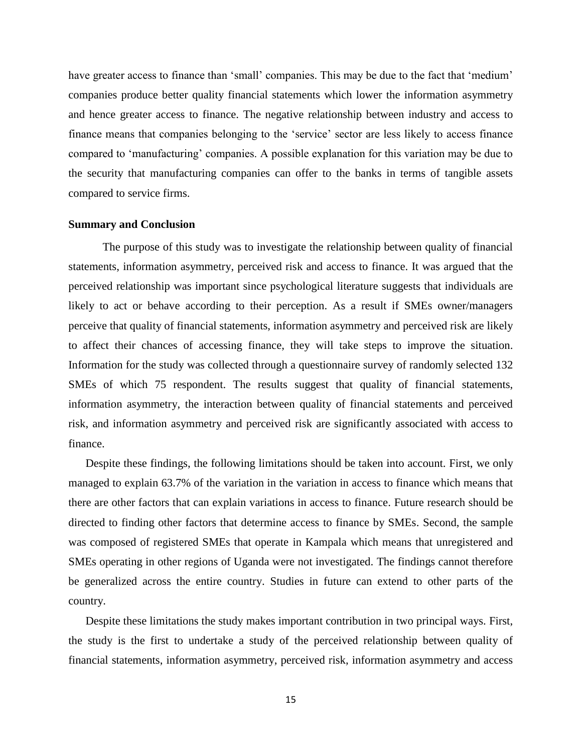have greater access to finance than 'small' companies. This may be due to the fact that 'medium' companies produce better quality financial statements which lower the information asymmetry and hence greater access to finance. The negative relationship between industry and access to finance means that companies belonging to the 'service' sector are less likely to access finance compared to 'manufacturing' companies. A possible explanation for this variation may be due to the security that manufacturing companies can offer to the banks in terms of tangible assets compared to service firms.

**Summary and Conclusion**

The purpose of this study was to investigate the relationship between quality of financial statements, information asymmetry, perceived risk and access to finance. It was argued that the perceived relationship was important since psychological literature suggests that individuals are likely to act or behave according to their perception. As a result if SMEs owner/managers perceive that quality of financial statements, information asymmetry and perceived risk are likely to affect their chances of accessing finance, they will take steps to improve the situation. Information for the study was collected through a questionnaire survey of randomly selected 132 SMEs of which 75 respondent. The results suggest that quality of financial statements, information asymmetry, the interaction between quality of financial statements and perceived risk, and information asymmetry and perceived risk are significantly associated with access to finance.

Despite these findings, the following limitations should be taken into account. First, we only managed to explain 63.7% of the variation in the variation in access to finance which means that there are other factors that can explain variations in access to finance. Future research should be directed to finding other factors that determine access to finance by SMEs. Second, the sample was composed of registered SMEs that operate in Kampala which means that unregistered and SMEs operating in other regions of Uganda were not investigated. The findings cannot therefore be generalized across the entire country. Studies in future can extend to other parts of the country.

Despite these limitations the study makes important contribution in two principal ways. First, the study is the first to undertake a study of the perceived relationship between quality of financial statements, information asymmetry, perceived risk, information asymmetry and access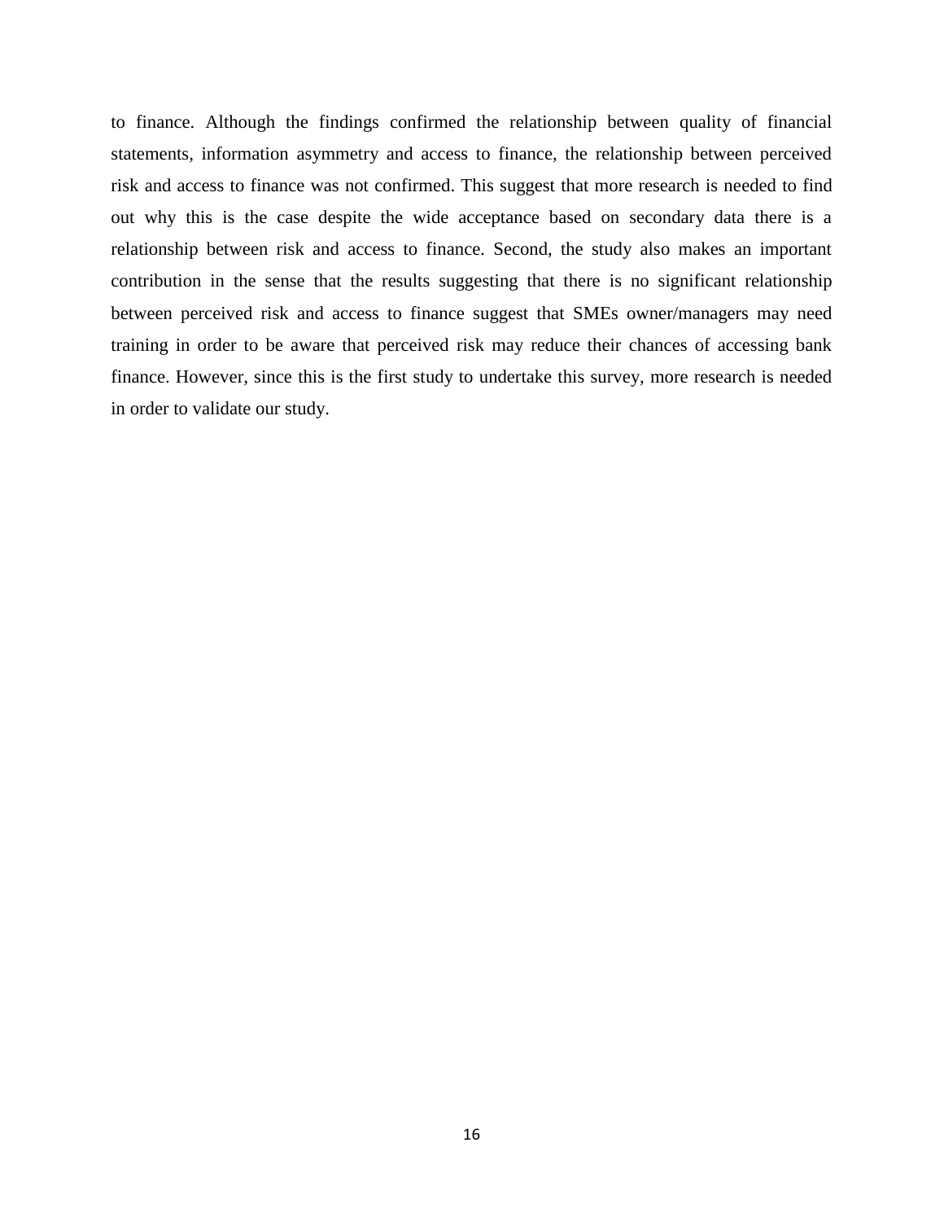to finance. Although the findings confirmed the relationship between quality of financial statements, information asymmetry and access to finance, the relationship between perceived risk and access to finance was not confirmed. This suggest that more research is needed to find out why this is the case despite the wide acceptance based on secondary data there is a relationship between risk and access to finance. Second, the study also makes an important contribution in the sense that the results suggesting that there is no significant relationship between perceived risk and access to finance suggest that SMEs owner/managers may need training in order to be aware that perceived risk may reduce their chances of accessing bank finance. However, since this is the first study to undertake this survey, more research is needed in order to validate our study.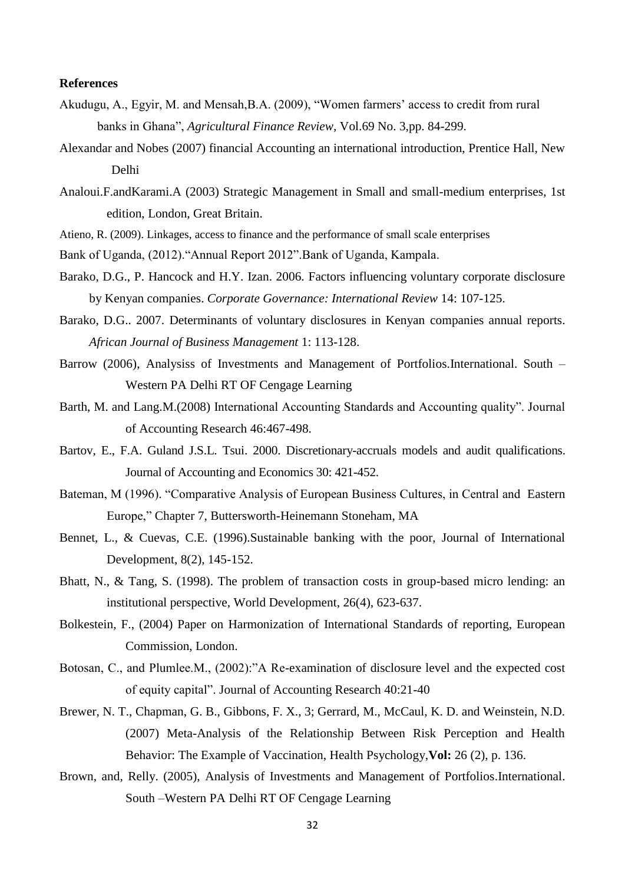**References**

Akudugu, A., Egyir, M. and Mensah,B.A. (2009), "Women farmers' access to credit from rural banks in Ghana", *Agricultural Finance Review*, Vol.69 No. 3,pp. 84-299.

Alexandar and Nobes (2007) financial Accounting an international introduction, Prentice Hall, New Delhi

Analoui.F.andKarami.A (2003) Strategic Management in Small and small-medium enterprises, 1st edition, London, Great Britain.

Atieno, R. (2009). Linkages, access to finance and the performance of small scale enterprises

Bank of Uganda, (2012)."Annual Report 2012".Bank of Uganda, Kampala.

Barako, D.G., P. Hancock and H.Y. Izan. 2006. Factors influencing voluntary corporate disclosure by Kenyan companies. *Corporate Governance: International Review* 14: 107-125.

Barako, D.G.. 2007. Determinants of voluntary disclosures in Kenyan companies annual reports. *African Journal of Business Management* 1: 113-128.

Barrow (2006), Analysiss of Investments and Management of Portfolios.International. South – Western PA Delhi RT OF Cengage Learning

Barth, M. and Lang.M.(2008) International Accounting Standards and Accounting quality". Journal of Accounting Research 46:467-498.

Bartov, E., F.A. Guland J.S.L. Tsui. 2000. Discretionary-accruals models and audit qualifications. Journal of Accounting and Economics 30: 421-452.

Bateman, M (1996). "Comparative Analysis of European Business Cultures, in Central and Eastern Europe," Chapter 7, Buttersworth-Heinemann Stoneham, MA

Bennet, L., & Cuevas, C.E. (1996).Sustainable banking with the poor, Journal of International Development, 8(2), 145-152.

Bhatt, N., & Tang, S. (1998). The problem of transaction costs in group-based micro lending: an institutional perspective, World Development, 26(4), 623-637.

Bolkestein, F., (2004) Paper on Harmonization of International Standards of reporting, European Commission, London.

Botosan, C., and Plumlee.M., (2002):"A Re-examination of disclosure level and the expected cost of equity capital". Journal of Accounting Research 40:21-40

Brewer, N. T., Chapman, G. B., Gibbons, F. X., 3; Gerrard, M., McCaul, K. D. and Weinstein, N.D. (2007) Meta-Analysis of the Relationship Between Risk Perception and Health Behavior: The Example of Vaccination, Health Psychology,**Vol:** 26 (2), p. 136.

Brown, and, Relly. (2005), Analysis of Investments and Management of Portfolios.International. South –Western PA Delhi RT OF Cengage Learning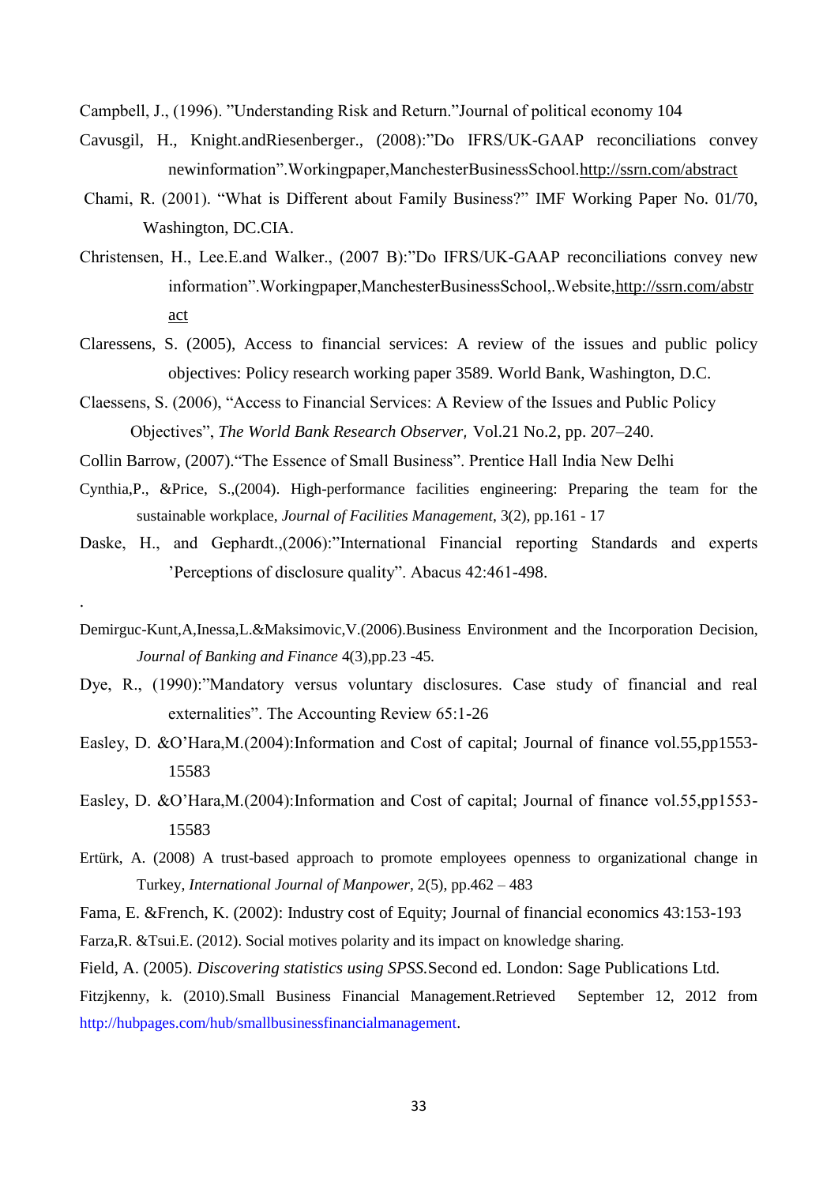Campbell, J., (1996). "Understanding Risk and Return."Journal of political economy 104

Cavusgil, H., Knight.andRiesenberger., (2008):"Do IFRS/UK-GAAP reconciliations convey newinformation".Workingpaper,ManchesterBusinessSchool.http://ssrn.com/abstract

Chami, R. (2001). "What is Different about Family Business?" IMF Working Paper No. 01/70, Washington, DC.CIA.

Christensen, H., Lee.E.and Walker., (2007 B):"Do IFRS/UK-GAAP reconciliations convey new information".Workingpaper,ManchesterBusinessSchool,.Website,http://ssrn.com/abstract

Claressens, S. (2005), Access to financial services: A review of the issues and public policy objectives: Policy research working paper 3589. World Bank, Washington, D.C.

Claessens, S. (2006), "Access to Financial Services: A Review of the Issues and Public Policy Objectives", *The World Bank Research Observer,* Vol.21 No.2, pp. 207–240.

Collin Barrow, (2007)."The Essence of Small Business". Prentice Hall India New Delhi

Cynthia,P., &Price, S.,(2004). High-performance facilities engineering: Preparing the team for the sustainable workplace, *Journal of Facilities Management*, 3(2), pp.161 - 17

Daske, H., and Gephardt.,(2006):"International Financial reporting Standards and experts 'Perceptions of disclosure quality". Abacus 42:461-498.

.

Demirguc-Kunt,A,Inessa,L.&Maksimovic,V.(2006).Business Environment and the Incorporation Decision, *Journal of Banking and Finance* 4(3),pp.23 -45.

Dye, R., (1990):"Mandatory versus voluntary disclosures. Case study of financial and real externalities". The Accounting Review 65:1-26

Easley, D. &O'Hara,M.(2004):Information and Cost of capital; Journal of finance vol.55,pp1553-15583

Easley, D. &O'Hara,M.(2004):Information and Cost of capital; Journal of finance vol.55,pp1553-15583

Ertürk, A. (2008) A trust-based approach to promote employees openness to organizational change in Turkey, *International Journal of Manpower*, 2(5), pp.462 – 483

Fama, E. &French, K. (2002): Industry cost of Equity; Journal of financial economics 43:153-193

Farza,R. &Tsui.E. (2012). Social motives polarity and its impact on knowledge sharing.

Field, A. (2005). *Discovering statistics using SPSS.*Second ed. London: Sage Publications Ltd.

Fitzjkenny, k. (2010).Small Business Financial Management.Retrieved September 12, 2012 from http://hubpages.com/hub/smallbusinessfinancialmanagement.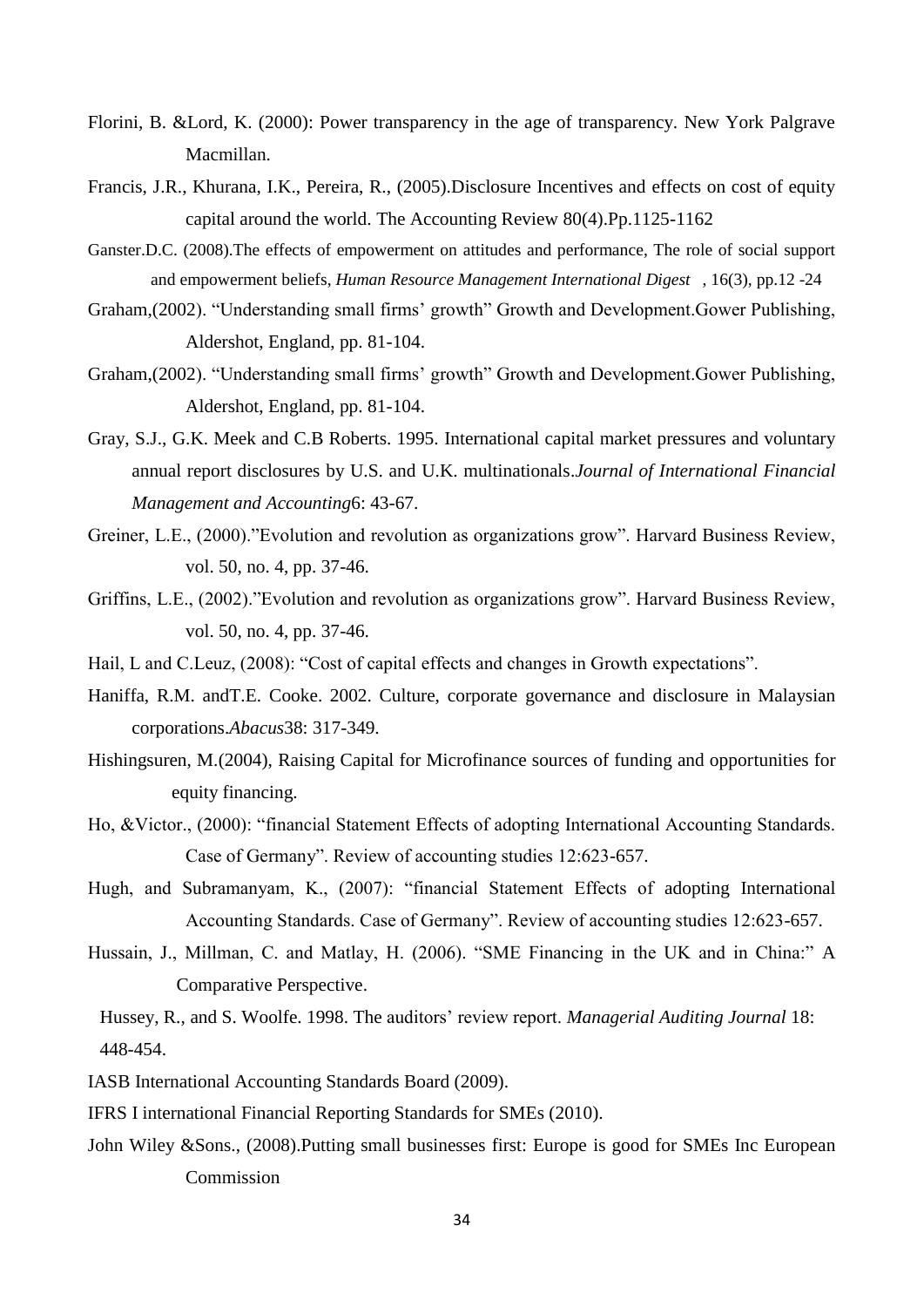Florini, B. &Lord, K. (2000): Power transparency in the age of transparency. New York Palgrave Macmillan.

Francis, J.R., Khurana, I.K., Pereira, R., (2005).Disclosure Incentives and effects on cost of equity capital around the world. The Accounting Review 80(4).Pp.1125-1162

Ganster.D.C. (2008).The effects of empowerment on attitudes and performance, The role of social support and empowerment beliefs, *Human Resource Management International Digest* , 16(3), pp.12 -24

Graham,(2002). "Understanding small firms' growth" Growth and Development.Gower Publishing, Aldershot, England, pp. 81-104.

Graham,(2002). "Understanding small firms' growth" Growth and Development.Gower Publishing, Aldershot, England, pp. 81-104.

Gray, S.J., G.K. Meek and C.B Roberts. 1995. International capital market pressures and voluntary annual report disclosures by U.S. and U.K. multinationals.*Journal of International Financial Management and Accounting*6: 43-67.

Greiner, L.E., (2000)."Evolution and revolution as organizations grow". Harvard Business Review, vol. 50, no. 4, pp. 37-46.

Griffins, L.E., (2002)."Evolution and revolution as organizations grow". Harvard Business Review, vol. 50, no. 4, pp. 37-46.

Hail, L and C.Leuz, (2008): "Cost of capital effects and changes in Growth expectations".

Haniffa, R.M. andT.E. Cooke. 2002. Culture, corporate governance and disclosure in Malaysian corporations.*Abacus*38: 317-349.

Hishingsuren, M.(2004), Raising Capital for Microfinance sources of funding and opportunities for equity financing.

Ho, &Victor., (2000): "financial Statement Effects of adopting International Accounting Standards. Case of Germany". Review of accounting studies 12:623-657.

Hugh, and Subramanyam, K., (2007): "financial Statement Effects of adopting International Accounting Standards. Case of Germany". Review of accounting studies 12:623-657.

Hussain, J., Millman, C. and Matlay, H. (2006). "SME Financing in the UK and in China:" A Comparative Perspective.

Hussey, R., and S. Woolfe. 1998. The auditors' review report. *Managerial Auditing Journal* 18: 448-454.

IASB International Accounting Standards Board (2009).

IFRS I international Financial Reporting Standards for SMEs (2010).

John Wiley &Sons., (2008).Putting small businesses first: Europe is good for SMEs Inc European Commission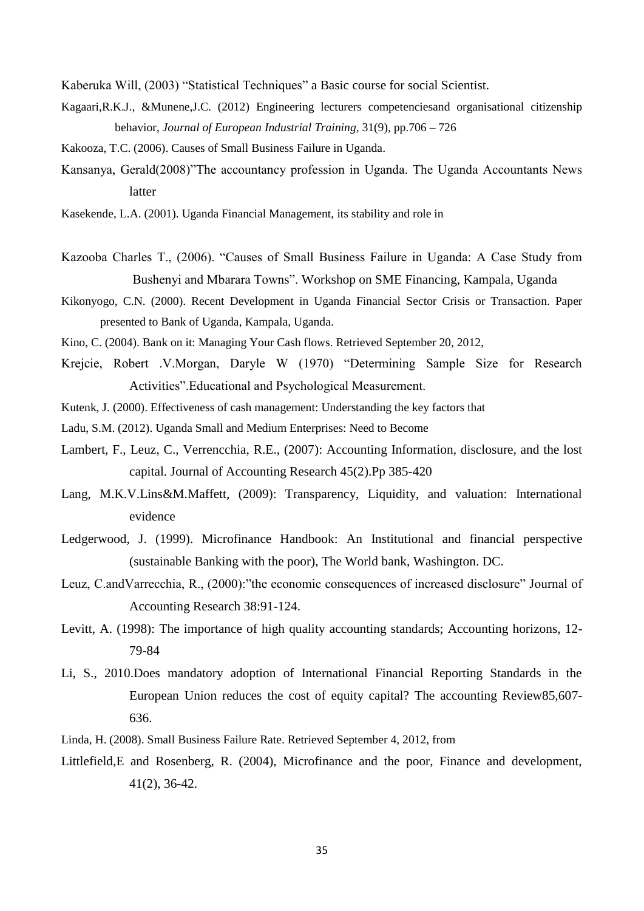Kaberuka Will, (2003) "Statistical Techniques" a Basic course for social Scientist.

Kagaari,R.K.J., &Munene,J.C. (2012) Engineering lecturers competenciesand organisational citizenship behavior, *Journal of European Industrial Training*, 31(9), pp.706 – 726

Kakooza, T.C. (2006). Causes of Small Business Failure in Uganda.

Kansanya, Gerald(2008)"The accountancy profession in Uganda. The Uganda Accountants News latter

Kasekende, L.A. (2001). Uganda Financial Management, its stability and role in

Kazooba Charles T., (2006). "Causes of Small Business Failure in Uganda: A Case Study from Bushenyi and Mbarara Towns". Workshop on SME Financing, Kampala, Uganda

Kikonyogo, C.N. (2000). Recent Development in Uganda Financial Sector Crisis or Transaction. Paper presented to Bank of Uganda, Kampala, Uganda.

Kino, C. (2004). Bank on it: Managing Your Cash flows. Retrieved September 20, 2012,

Krejcie, Robert .V.Morgan, Daryle W (1970) "Determining Sample Size for Research Activities".Educational and Psychological Measurement.

Kutenk, J. (2000). Effectiveness of cash management: Understanding the key factors that

Ladu, S.M. (2012). Uganda Small and Medium Enterprises: Need to Become

Lambert, F., Leuz, C., Verrencchia, R.E., (2007): Accounting Information, disclosure, and the lost capital. Journal of Accounting Research 45(2).Pp 385-420

Lang, M.K.V.Lins&M.Maffett, (2009): Transparency, Liquidity, and valuation: International evidence

Ledgerwood, J. (1999). Microfinance Handbook: An Institutional and financial perspective (sustainable Banking with the poor), The World bank, Washington. DC.

Leuz, C.andVarrecchia, R., (2000):"the economic consequences of increased disclosure" Journal of Accounting Research 38:91-124.

Levitt, A. (1998): The importance of high quality accounting standards; Accounting horizons, 12-79-84

Li, S., 2010.Does mandatory adoption of International Financial Reporting Standards in the European Union reduces the cost of equity capital? The accounting Review85,607-636.

Linda, H. (2008). Small Business Failure Rate. Retrieved September 4, 2012, from

Littlefield,E and Rosenberg, R. (2004), Microfinance and the poor, Finance and development, 41(2), 36-42.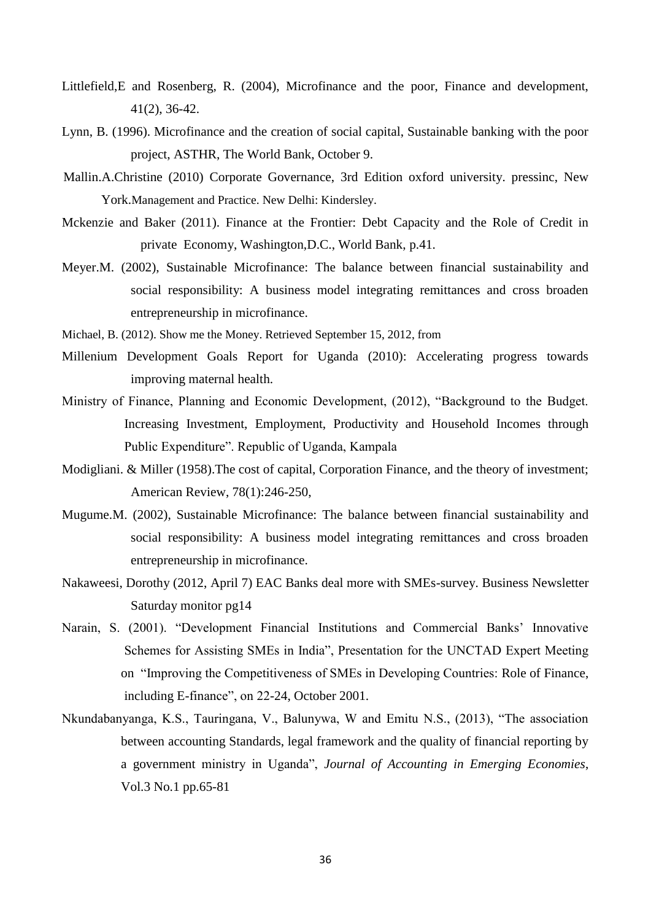Littlefield,E and Rosenberg, R. (2004), Microfinance and the poor, Finance and development, 41(2), 36-42.

Lynn, B. (1996). Microfinance and the creation of social capital, Sustainable banking with the poor project, ASTHR, The World Bank, October 9.

Mallin.A.Christine (2010) Corporate Governance, 3rd Edition oxford university. pressinc, New York.Management and Practice. New Delhi: Kindersley.

Mckenzie and Baker (2011). Finance at the Frontier: Debt Capacity and the Role of Credit in private Economy, Washington,D.C., World Bank, p.41.

Meyer.M. (2002), Sustainable Microfinance: The balance between financial sustainability and social responsibility: A business model integrating remittances and cross broaden entrepreneurship in microfinance.

Michael, B. (2012). Show me the Money. Retrieved September 15, 2012, from

Millenium Development Goals Report for Uganda (2010): Accelerating progress towards improving maternal health.

Ministry of Finance, Planning and Economic Development, (2012), "Background to the Budget. Increasing Investment, Employment, Productivity and Household Incomes through Public Expenditure". Republic of Uganda, Kampala

Modigliani. & Miller (1958).The cost of capital, Corporation Finance, and the theory of investment; American Review, 78(1):246-250,

Mugume.M. (2002), Sustainable Microfinance: The balance between financial sustainability and social responsibility: A business model integrating remittances and cross broaden entrepreneurship in microfinance.

Nakaweesi, Dorothy (2012, April 7) EAC Banks deal more with SMEs-survey. Business Newsletter Saturday monitor pg14

Narain, S. (2001). "Development Financial Institutions and Commercial Banks' Innovative Schemes for Assisting SMEs in India", Presentation for the UNCTAD Expert Meeting on "Improving the Competitiveness of SMEs in Developing Countries: Role of Finance, including E-finance", on 22-24, October 2001.

Nkundabanyanga, K.S., Tauringana, V., Balunywa, W and Emitu N.S., (2013), "The association between accounting Standards, legal framework and the quality of financial reporting by a government ministry in Uganda", *Journal of Accounting in Emerging Economies*, Vol.3 No.1 pp.65-81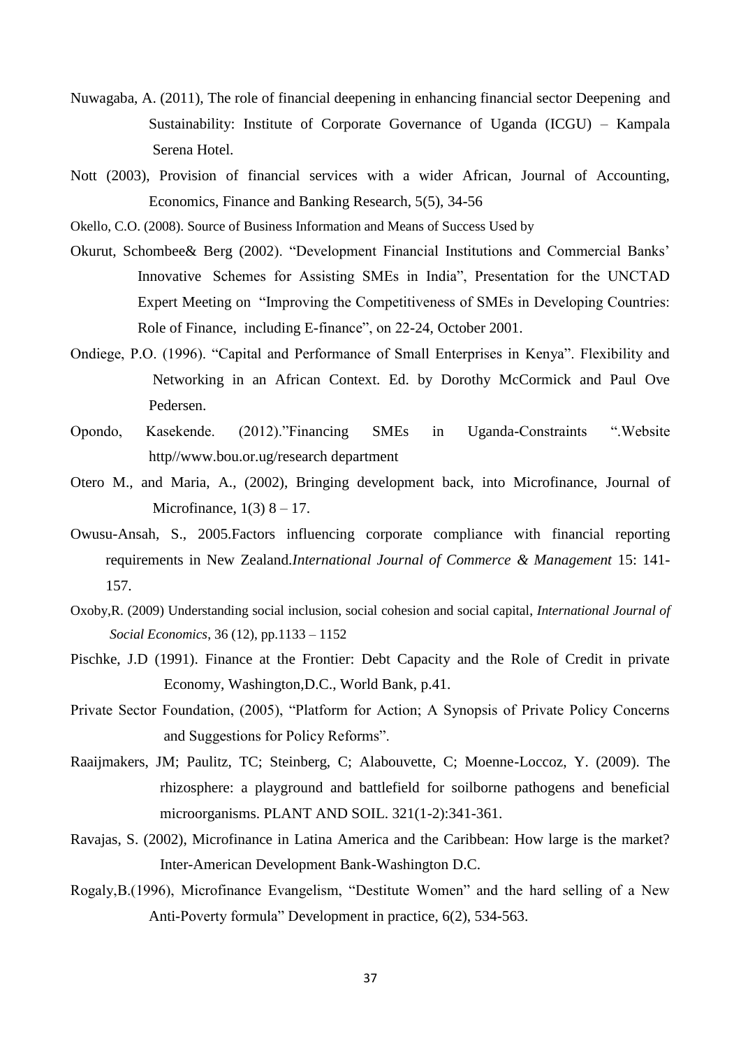Nuwagaba, A. (2011), The role of financial deepening in enhancing financial sector Deepening and Sustainability: Institute of Corporate Governance of Uganda (ICGU) – Kampala Serena Hotel.

Nott (2003), Provision of financial services with a wider African, Journal of Accounting, Economics, Finance and Banking Research, 5(5), 34-56

Okello, C.O. (2008). Source of Business Information and Means of Success Used by

Okurut, Schombee& Berg (2002). "Development Financial Institutions and Commercial Banks' Innovative Schemes for Assisting SMEs in India", Presentation for the UNCTAD Expert Meeting on "Improving the Competitiveness of SMEs in Developing Countries: Role of Finance, including E-finance", on 22-24, October 2001.

Ondiege, P.O. (1996). "Capital and Performance of Small Enterprises in Kenya". Flexibility and Networking in an African Context. Ed. by Dorothy McCormick and Paul Ove Pedersen.

Opondo, Kasekende. (2012)."Financing SMEs in Uganda-Constraints ".Website http//www.bou.or.ug/research department

Otero M., and Maria, A., (2002), Bringing development back, into Microfinance, Journal of Microfinance, 1(3) 8 – 17.

Owusu-Ansah, S., 2005.Factors influencing corporate compliance with financial reporting requirements in New Zealand.*International Journal of Commerce & Management* 15: 141-157.

Oxoby,R. (2009) Understanding social inclusion, social cohesion and social capital, *International Journal of Social Economics*, 36 (12), pp.1133 – 1152

Pischke, J.D (1991). Finance at the Frontier: Debt Capacity and the Role of Credit in private Economy, Washington,D.C., World Bank, p.41.

Private Sector Foundation, (2005), "Platform for Action; A Synopsis of Private Policy Concerns and Suggestions for Policy Reforms".

Raaijmakers, JM; Paulitz, TC; Steinberg, C; Alabouvette, C; Moenne-Loccoz, Y. (2009). The rhizosphere: a playground and battlefield for soilborne pathogens and beneficial microorganisms. PLANT AND SOIL. 321(1-2):341-361.

Ravajas, S. (2002), Microfinance in Latina America and the Caribbean: How large is the market? Inter-American Development Bank-Washington D.C.

Rogaly,B.(1996), Microfinance Evangelism, "Destitute Women" and the hard selling of a New Anti-Poverty formula" Development in practice, 6(2), 534-563.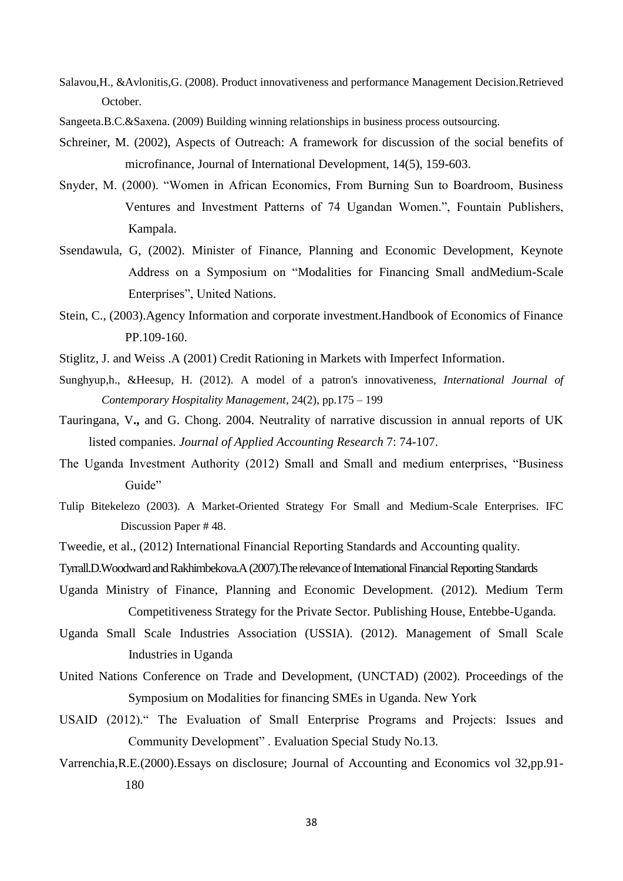Salavou,H., &Avlonitis,G. (2008). Product innovativeness and performance Management Decision.Retrieved October.

Sangeeta.B.C.&Saxena. (2009) Building winning relationships in business process outsourcing.

Schreiner, M. (2002), Aspects of Outreach: A framework for discussion of the social benefits of microfinance, Journal of International Development, 14(5), 159-603.

Snyder, M. (2000). "Women in African Economics, From Burning Sun to Boardroom, Business Ventures and Investment Patterns of 74 Ugandan Women.", Fountain Publishers, Kampala.

Ssendawula, G, (2002). Minister of Finance, Planning and Economic Development, Keynote Address on a Symposium on "Modalities for Financing Small andMedium-Scale Enterprises", United Nations.

Stein, C., (2003).Agency Information and corporate investment.Handbook of Economics of Finance PP.109-160.

Stiglitz, J. and Weiss .A (2001) Credit Rationing in Markets with Imperfect Information.

Sunghyup,h., &Heesup, H. (2012). A model of a patron's innovativeness, *International Journal of Contemporary Hospitality Management*, 24(2), pp.175 – 199

Tauringana, V**.,** and G. Chong. 2004. Neutrality of narrative discussion in annual reports of UK listed companies. *Journal of Applied Accounting Research* 7: 74-107.

The Uganda Investment Authority (2012) Small and Small and medium enterprises, "Business Guide"

Tulip Bitekelezo (2003). A Market-Oriented Strategy For Small and Medium-Scale Enterprises. IFC Discussion Paper # 48.

Tweedie, et al., (2012) International Financial Reporting Standards and Accounting quality.

Tyrrall.D.Woodward and Rakhimbekova.A (2007).The relevance of International Financial Reporting Standards

Uganda Ministry of Finance, Planning and Economic Development. (2012). Medium Term Competitiveness Strategy for the Private Sector. Publishing House, Entebbe-Uganda.

Uganda Small Scale Industries Association (USSIA). (2012). Management of Small Scale Industries in Uganda

United Nations Conference on Trade and Development, (UNCTAD) (2002). Proceedings of the Symposium on Modalities for financing SMEs in Uganda. New York

USAID (2012)." The Evaluation of Small Enterprise Programs and Projects: Issues and Community Development" . Evaluation Special Study No.13.

Varrenchia,R.E.(2000).Essays on disclosure; Journal of Accounting and Economics vol 32,pp.91-180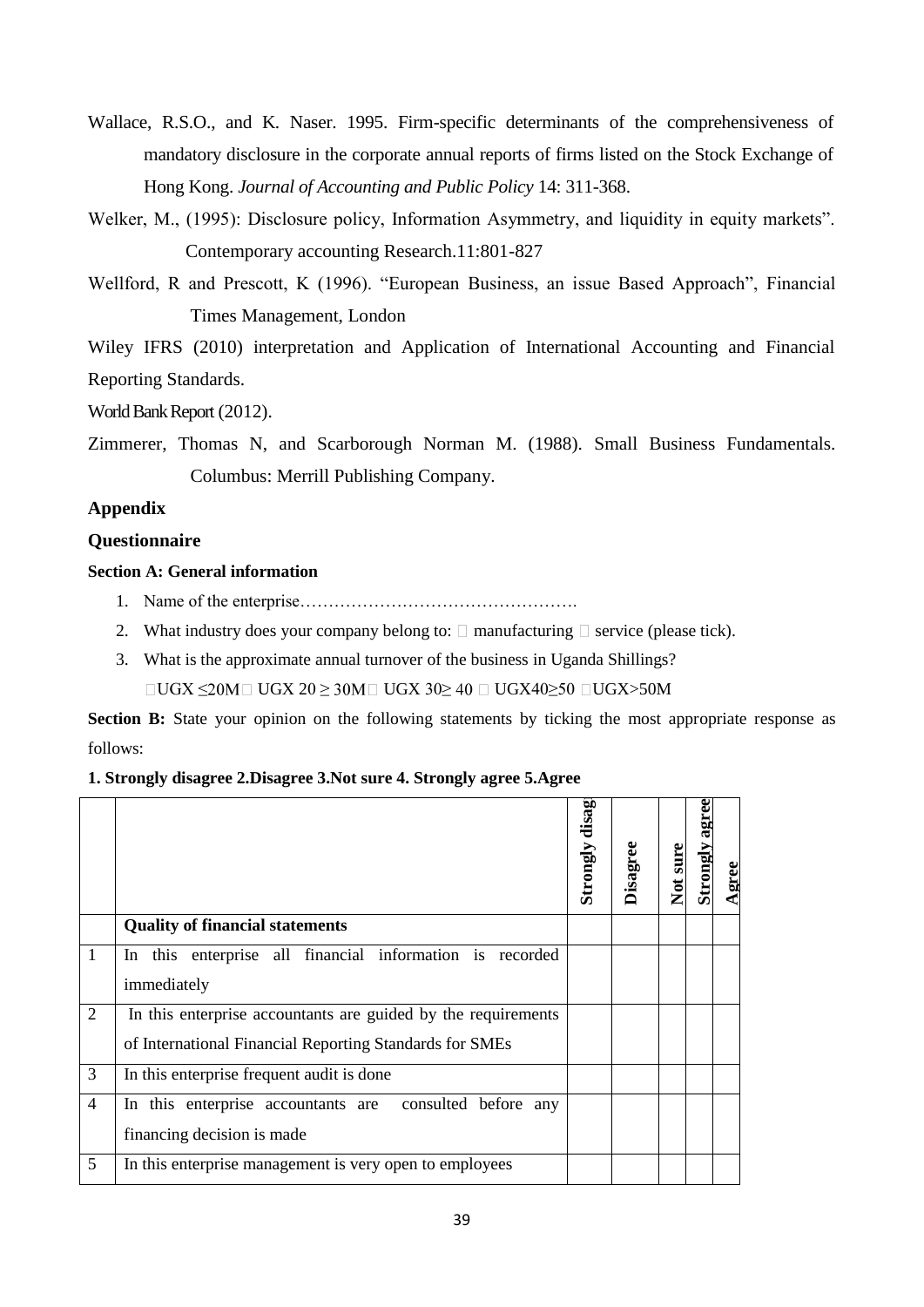Wallace, R.S.O., and K. Naser. 1995. Firm-specific determinants of the comprehensiveness of mandatory disclosure in the corporate annual reports of firms listed on the Stock Exchange of Hong Kong. *Journal of Accounting and Public Policy* 14: 311-368.

Welker, M., (1995): Disclosure policy, Information Asymmetry, and liquidity in equity markets". Contemporary accounting Research.11:801-827

Wellford, R and Prescott, K (1996). "European Business, an issue Based Approach", Financial Times Management, London

Wiley IFRS (2010) interpretation and Application of International Accounting and Financial Reporting Standards.

World Bank Report (2012).

Zimmerer, Thomas N, and Scarborough Norman M. (1988). Small Business Fundamentals. Columbus: Merrill Publishing Company.

## Appendix

### Questionnaire

#### Section A: General information

1. Name of the enterprise………………………………………….
2. What industry does your company belong to: □ manufacturing □ service (please tick).
3. What is the approximate annual turnover of the business in Uganda Shillings?

   □UGX ≤20M □ UGX 20 ≥ 30M □ UGX 30≥ 40 □ UGX40≥50 □UGX>50M

**Section B:** State your opinion on the following statements by ticking the most appropriate response as follows:

**1. Strongly disagree 2.Disagree 3.Not sure 4. Strongly agree 5.Agree**

| | | Strongly disag | Disagree | Not sure | Strongly agree | Agree |
|---|---|---|---|---|---|---|
| | **Quality of financial statements** | | | | | |
| 1 | In this enterprise all financial information is recorded immediately | | | | | |
| 2 | In this enterprise accountants are guided by the requirements of International Financial Reporting Standards for SMEs | | | | | |
| 3 | In this enterprise frequent audit is done | | | | | |
| 4 | In this enterprise accountants are consulted before any financing decision is made | | | | | |
| 5 | In this enterprise management is very open to employees | | | | | |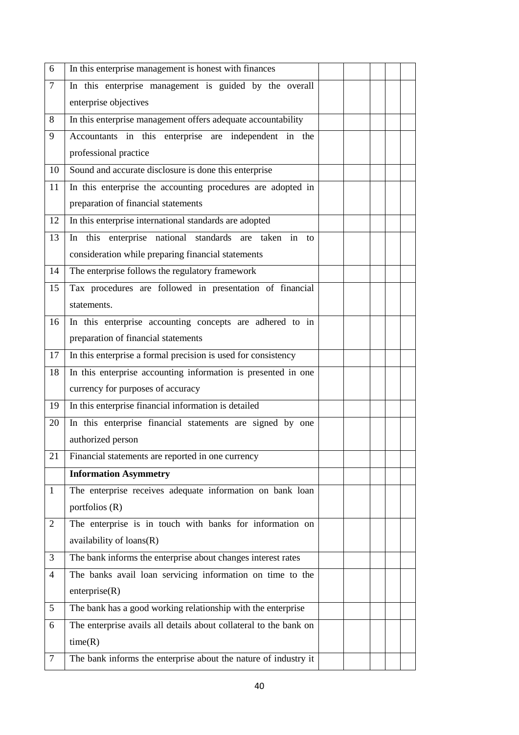| | | | | | | |
|---|---|---|---|---|---|---|
| 6 | In this enterprise management is honest with finances | | | | | |
| 7 | In this enterprise management is guided by the overall enterprise objectives | | | | | |
| 8 | In this enterprise management offers adequate accountability | | | | | |
| 9 | Accountants in this enterprise are independent in the professional practice | | | | | |
| 10 | Sound and accurate disclosure is done this enterprise | | | | | |
| 11 | In this enterprise the accounting procedures are adopted in preparation of financial statements | | | | | |
| 12 | In this enterprise international standards are adopted | | | | | |
| 13 | In this enterprise national standards are taken in to consideration while preparing financial statements | | | | | |
| 14 | The enterprise follows the regulatory framework | | | | | |
| 15 | Tax procedures are followed in presentation of financial statements. | | | | | |
| 16 | In this enterprise accounting concepts are adhered to in preparation of financial statements | | | | | |
| 17 | In this enterprise a formal precision is used for consistency | | | | | |
| 18 | In this enterprise accounting information is presented in one currency for purposes of accuracy | | | | | |
| 19 | In this enterprise financial information is detailed | | | | | |
| 20 | In this enterprise financial statements are signed by one authorized person | | | | | |
| 21 | Financial statements are reported in one currency | | | | | |
| | **Information Asymmetry** | | | | | |
| 1 | The enterprise receives adequate information on bank loan portfolios (R) | | | | | |
| 2 | The enterprise is in touch with banks for information on availability of loans(R) | | | | | |
| 3 | The bank informs the enterprise about changes interest rates | | | | | |
| 4 | The banks avail loan servicing information on time to the enterprise(R) | | | | | |
| 5 | The bank has a good working relationship with the enterprise | | | | | |
| 6 | The enterprise avails all details about collateral to the bank on time(R) | | | | | |
| 7 | The bank informs the enterprise about the nature of industry it | | | | | |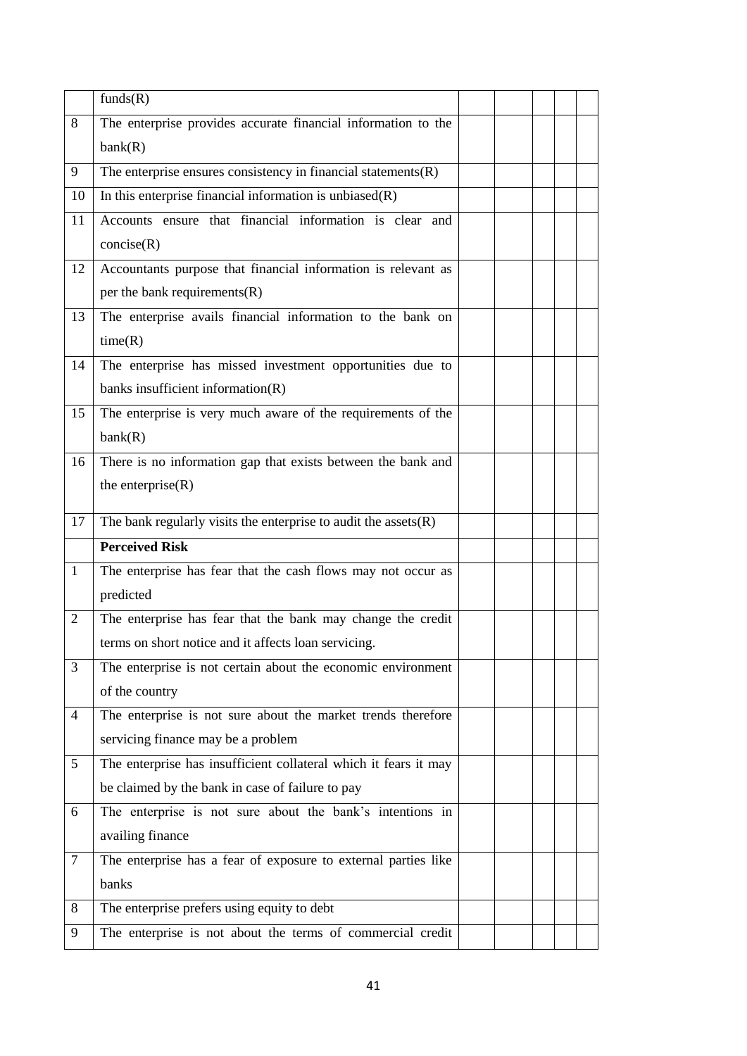| | | | | | | |
|---|---|---|---|---|---|---|
| | funds(R) | | | | | |
| 8 | The enterprise provides accurate financial information to the bank(R) | | | | | |
| 9 | The enterprise ensures consistency in financial statements(R) | | | | | |
| 10 | In this enterprise financial information is unbiased(R) | | | | | |
| 11 | Accounts ensure that financial information is clear and concise(R) | | | | | |
| 12 | Accountants purpose that financial information is relevant as per the bank requirements(R) | | | | | |
| 13 | The enterprise avails financial information to the bank on time(R) | | | | | |
| 14 | The enterprise has missed investment opportunities due to banks insufficient information(R) | | | | | |
| 15 | The enterprise is very much aware of the requirements of the bank(R) | | | | | |
| 16 | There is no information gap that exists between the bank and the enterprise(R) | | | | | |
| 17 | The bank regularly visits the enterprise to audit the assets(R) | | | | | |
| | **Perceived Risk** | | | | | |
| 1 | The enterprise has fear that the cash flows may not occur as predicted | | | | | |
| 2 | The enterprise has fear that the bank may change the credit terms on short notice and it affects loan servicing. | | | | | |
| 3 | The enterprise is not certain about the economic environment of the country | | | | | |
| 4 | The enterprise is not sure about the market trends therefore servicing finance may be a problem | | | | | |
| 5 | The enterprise has insufficient collateral which it fears it may be claimed by the bank in case of failure to pay | | | | | |
| 6 | The enterprise is not sure about the bank's intentions in availing finance | | | | | |
| 7 | The enterprise has a fear of exposure to external parties like banks | | | | | |
| 8 | The enterprise prefers using equity to debt | | | | | |
| 9 | The enterprise is not about the terms of commercial credit | | | | | |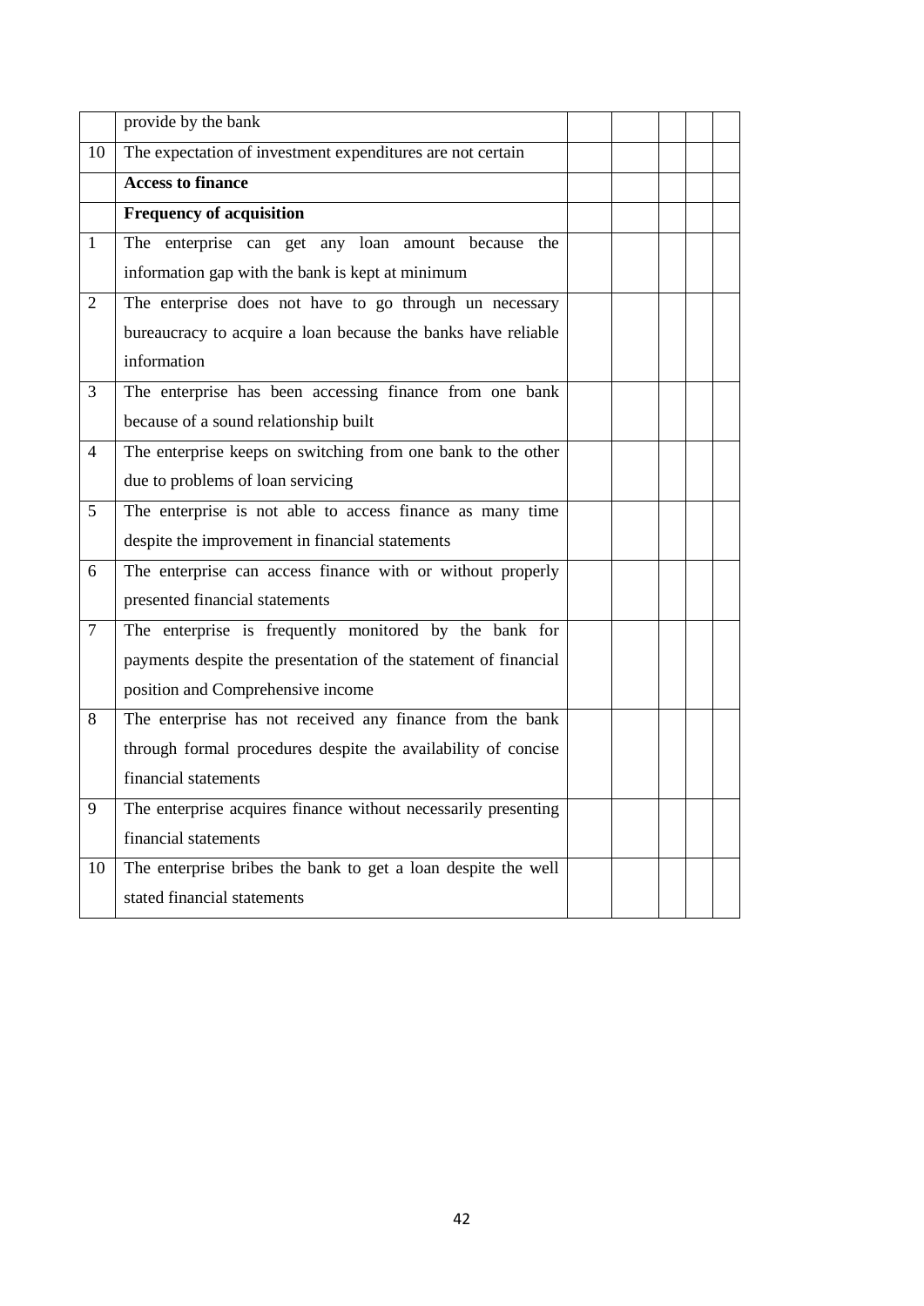| | | | | | | |
|---|---|---|---|---|---|---|
| | provide by the bank | | | | | |
| 10 | The expectation of investment expenditures are not certain | | | | | |
| | **Access to finance** | | | | | |
| | **Frequency of acquisition** | | | | | |
| 1 | The enterprise can get any loan amount because the information gap with the bank is kept at minimum | | | | | |
| 2 | The enterprise does not have to go through un necessary bureaucracy to acquire a loan because the banks have reliable information | | | | | |
| 3 | The enterprise has been accessing finance from one bank because of a sound relationship built | | | | | |
| 4 | The enterprise keeps on switching from one bank to the other due to problems of loan servicing | | | | | |
| 5 | The enterprise is not able to access finance as many time despite the improvement in financial statements | | | | | |
| 6 | The enterprise can access finance with or without properly presented financial statements | | | | | |
| 7 | The enterprise is frequently monitored by the bank for payments despite the presentation of the statement of financial position and Comprehensive income | | | | | |
| 8 | The enterprise has not received any finance from the bank through formal procedures despite the availability of concise financial statements | | | | | |
| 9 | The enterprise acquires finance without necessarily presenting financial statements | | | | | |
| 10 | The enterprise bribes the bank to get a loan despite the well stated financial statements | | | | | |